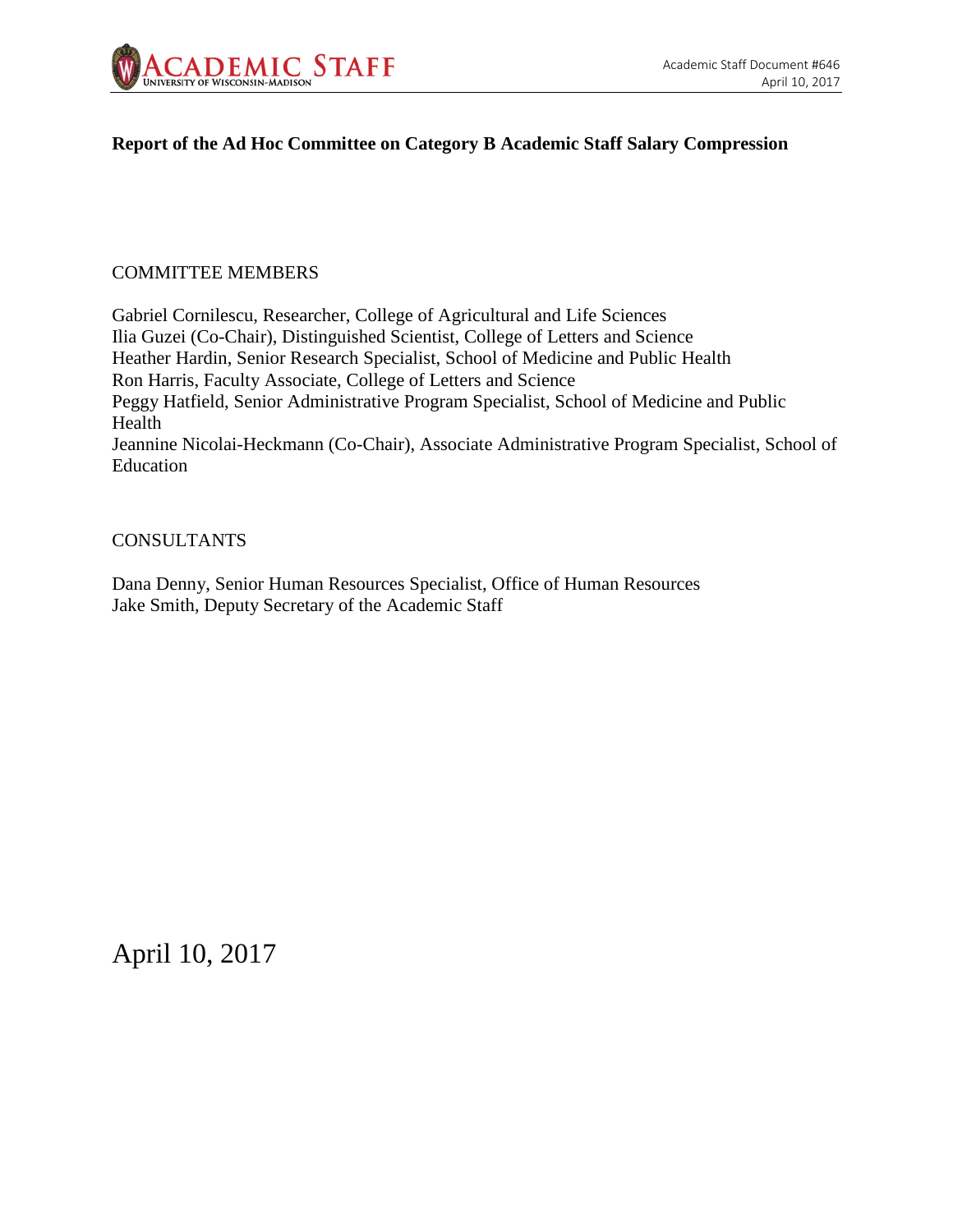Academic Staff Document #646
April 10, 2017

# Report of the Ad Hoc Committee on Category B Academic Staff Salary Compression

COMMITTEE MEMBERS

Gabriel Cornilescu, Researcher, College of Agricultural and Life Sciences
Ilia Guzei (Co-Chair), Distinguished Scientist, College of Letters and Science
Heather Hardin, Senior Research Specialist, School of Medicine and Public Health
Ron Harris, Faculty Associate, College of Letters and Science
Peggy Hatfield, Senior Administrative Program Specialist, School of Medicine and Public Health
Jeannine Nicolai-Heckmann (Co-Chair), Associate Administrative Program Specialist, School of Education

CONSULTANTS

Dana Denny, Senior Human Resources Specialist, Office of Human Resources
Jake Smith, Deputy Secretary of the Academic Staff

April 10, 2017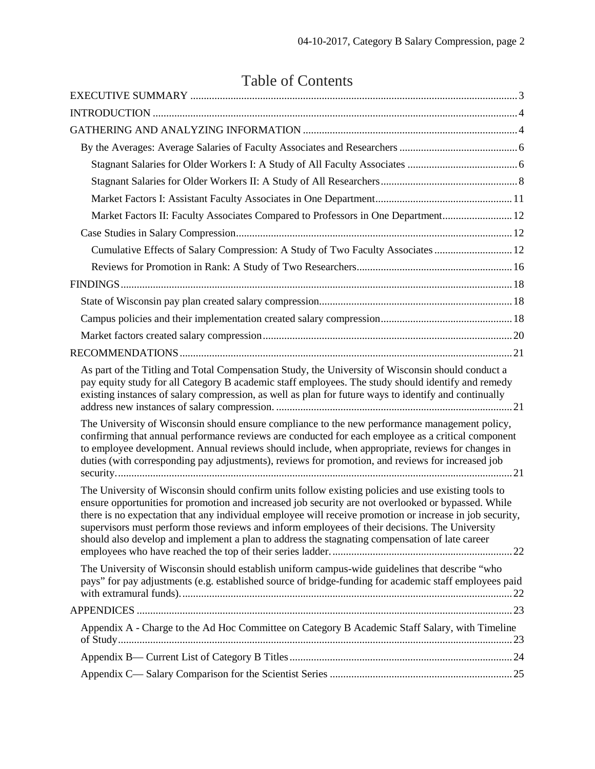# Table of Contents

- EXECUTIVE SUMMARY ... 3
- INTRODUCTION ... 4
- GATHERING AND ANALYZING INFORMATION ... 4
  - By the Averages: Average Salaries of Faculty Associates and Researchers ... 6
    - Stagnant Salaries for Older Workers I: A Study of All Faculty Associates ... 6
    - Stagnant Salaries for Older Workers II: A Study of All Researchers ... 8
    - Market Factors I: Assistant Faculty Associates in One Department ... 11
    - Market Factors II: Faculty Associates Compared to Professors in One Department ... 12
  - Case Studies in Salary Compression ... 12
    - Cumulative Effects of Salary Compression: A Study of Two Faculty Associates ... 12
    - Reviews for Promotion in Rank: A Study of Two Researchers ... 16
- FINDINGS ... 18
  - State of Wisconsin pay plan created salary compression ... 18
  - Campus policies and their implementation created salary compression ... 18
  - Market factors created salary compression ... 20
- RECOMMENDATIONS ... 21
  - As part of the Titling and Total Compensation Study, the University of Wisconsin should conduct a pay equity study for all Category B academic staff employees. The study should identify and remedy existing instances of salary compression, as well as plan for future ways to identify and continually address new instances of salary compression. ... 21
  - The University of Wisconsin should ensure compliance to the new performance management policy, confirming that annual performance reviews are conducted for each employee as a critical component to employee development. Annual reviews should include, when appropriate, reviews for changes in duties (with corresponding pay adjustments), reviews for promotion, and reviews for increased job security. ... 21
  - The University of Wisconsin should confirm units follow existing policies and use existing tools to ensure opportunities for promotion and increased job security are not overlooked or bypassed. While there is no expectation that any individual employee will receive promotion or increase in job security, supervisors must perform those reviews and inform employees of their decisions. The University should also develop and implement a plan to address the stagnating compensation of late career employees who have reached the top of their series ladder. ... 22
  - The University of Wisconsin should establish uniform campus-wide guidelines that describe "who pays" for pay adjustments (e.g. established source of bridge-funding for academic staff employees paid with extramural funds). ... 22
- APPENDICES ... 23
  - Appendix A - Charge to the Ad Hoc Committee on Category B Academic Staff Salary, with Timeline of Study ... 23
  - Appendix B— Current List of Category B Titles ... 24
  - Appendix C— Salary Comparison for the Scientist Series ... 25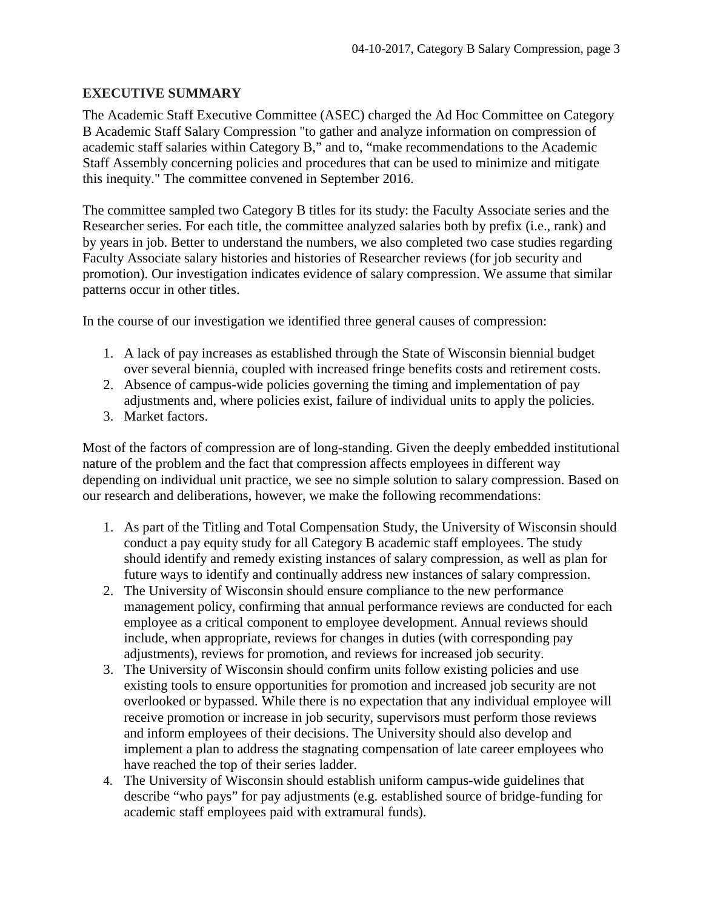## EXECUTIVE SUMMARY

The Academic Staff Executive Committee (ASEC) charged the Ad Hoc Committee on Category B Academic Staff Salary Compression "to gather and analyze information on compression of academic staff salaries within Category B," and to, "make recommendations to the Academic Staff Assembly concerning policies and procedures that can be used to minimize and mitigate this inequity." The committee convened in September 2016.

The committee sampled two Category B titles for its study: the Faculty Associate series and the Researcher series. For each title, the committee analyzed salaries both by prefix (i.e., rank) and by years in job. Better to understand the numbers, we also completed two case studies regarding Faculty Associate salary histories and histories of Researcher reviews (for job security and promotion). Our investigation indicates evidence of salary compression. We assume that similar patterns occur in other titles.

In the course of our investigation we identified three general causes of compression:

1. A lack of pay increases as established through the State of Wisconsin biennial budget over several biennia, coupled with increased fringe benefits costs and retirement costs.
2. Absence of campus-wide policies governing the timing and implementation of pay adjustments and, where policies exist, failure of individual units to apply the policies.
3. Market factors.

Most of the factors of compression are of long-standing. Given the deeply embedded institutional nature of the problem and the fact that compression affects employees in different way depending on individual unit practice, we see no simple solution to salary compression. Based on our research and deliberations, however, we make the following recommendations:

1. As part of the Titling and Total Compensation Study, the University of Wisconsin should conduct a pay equity study for all Category B academic staff employees. The study should identify and remedy existing instances of salary compression, as well as plan for future ways to identify and continually address new instances of salary compression.
2. The University of Wisconsin should ensure compliance to the new performance management policy, confirming that annual performance reviews are conducted for each employee as a critical component to employee development. Annual reviews should include, when appropriate, reviews for changes in duties (with corresponding pay adjustments), reviews for promotion, and reviews for increased job security.
3. The University of Wisconsin should confirm units follow existing policies and use existing tools to ensure opportunities for promotion and increased job security are not overlooked or bypassed. While there is no expectation that any individual employee will receive promotion or increase in job security, supervisors must perform those reviews and inform employees of their decisions. The University should also develop and implement a plan to address the stagnating compensation of late career employees who have reached the top of their series ladder.
4. The University of Wisconsin should establish uniform campus-wide guidelines that describe "who pays" for pay adjustments (e.g. established source of bridge-funding for academic staff employees paid with extramural funds).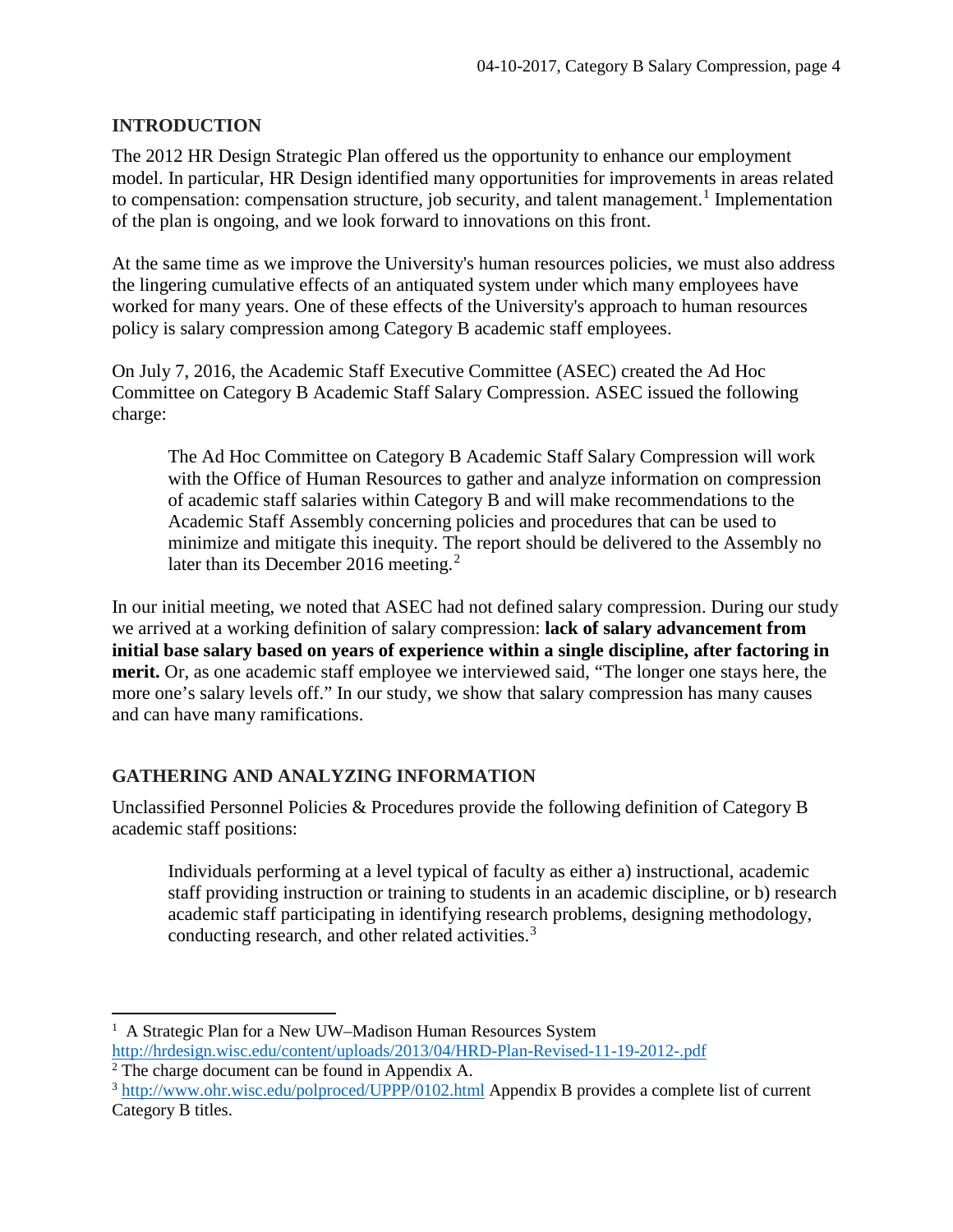## INTRODUCTION

The 2012 HR Design Strategic Plan offered us the opportunity to enhance our employment model. In particular, HR Design identified many opportunities for improvements in areas related to compensation: compensation structure, job security, and talent management.[1] Implementation of the plan is ongoing, and we look forward to innovations on this front.

At the same time as we improve the University's human resources policies, we must also address the lingering cumulative effects of an antiquated system under which many employees have worked for many years. One of these effects of the University's approach to human resources policy is salary compression among Category B academic staff employees.

On July 7, 2016, the Academic Staff Executive Committee (ASEC) created the Ad Hoc Committee on Category B Academic Staff Salary Compression. ASEC issued the following charge:

> The Ad Hoc Committee on Category B Academic Staff Salary Compression will work with the Office of Human Resources to gather and analyze information on compression of academic staff salaries within Category B and will make recommendations to the Academic Staff Assembly concerning policies and procedures that can be used to minimize and mitigate this inequity. The report should be delivered to the Assembly no later than its December 2016 meeting.[2]

In our initial meeting, we noted that ASEC had not defined salary compression. During our study we arrived at a working definition of salary compression: **lack of salary advancement from initial base salary based on years of experience within a single discipline, after factoring in merit.** Or, as one academic staff employee we interviewed said, "The longer one stays here, the more one's salary levels off." In our study, we show that salary compression has many causes and can have many ramifications.

## GATHERING AND ANALYZING INFORMATION

Unclassified Personnel Policies & Procedures provide the following definition of Category B academic staff positions:

> Individuals performing at a level typical of faculty as either a) instructional, academic staff providing instruction or training to students in an academic discipline, or b) research academic staff participating in identifying research problems, designing methodology, conducting research, and other related activities.[3]

---

[1] A Strategic Plan for a New UW–Madison Human Resources System http://hrdesign.wisc.edu/content/uploads/2013/04/HRD-Plan-Revised-11-19-2012-.pdf

[2] The charge document can be found in Appendix A.

[3] http://www.ohr.wisc.edu/polproced/UPPP/0102.html Appendix B provides a complete list of current Category B titles.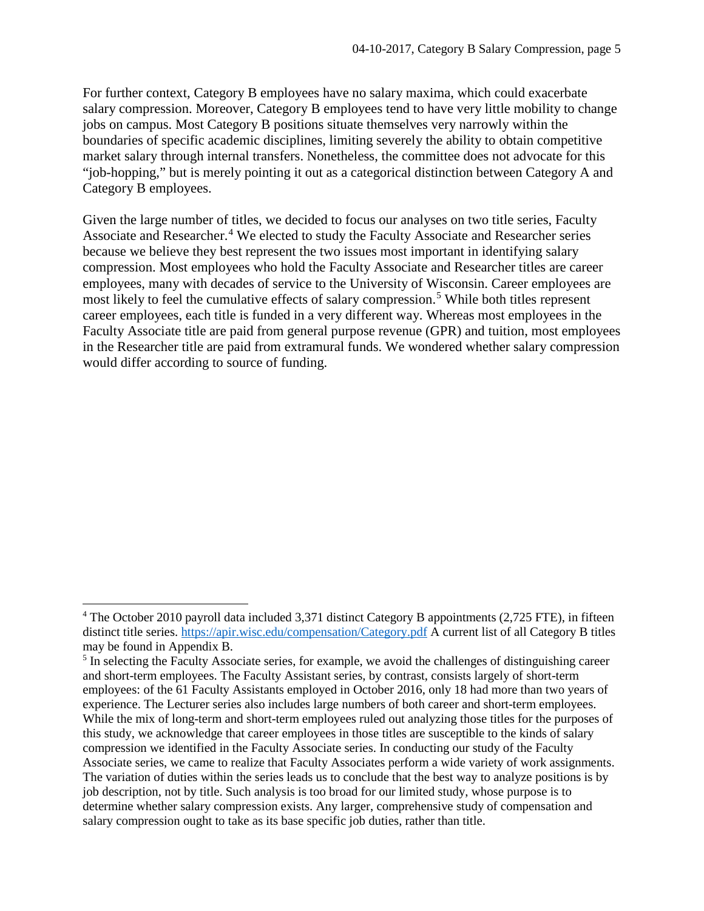For further context, Category B employees have no salary maxima, which could exacerbate salary compression. Moreover, Category B employees tend to have very little mobility to change jobs on campus. Most Category B positions situate themselves very narrowly within the boundaries of specific academic disciplines, limiting severely the ability to obtain competitive market salary through internal transfers. Nonetheless, the committee does not advocate for this "job-hopping," but is merely pointing it out as a categorical distinction between Category A and Category B employees.

Given the large number of titles, we decided to focus our analyses on two title series, Faculty Associate and Researcher.[4] We elected to study the Faculty Associate and Researcher series because we believe they best represent the two issues most important in identifying salary compression. Most employees who hold the Faculty Associate and Researcher titles are career employees, many with decades of service to the University of Wisconsin. Career employees are most likely to feel the cumulative effects of salary compression.[5] While both titles represent career employees, each title is funded in a very different way. Whereas most employees in the Faculty Associate title are paid from general purpose revenue (GPR) and tuition, most employees in the Researcher title are paid from extramural funds. We wondered whether salary compression would differ according to source of funding.

---

[4] The October 2010 payroll data included 3,371 distinct Category B appointments (2,725 FTE), in fifteen distinct title series. https://apir.wisc.edu/compensation/Category.pdf A current list of all Category B titles may be found in Appendix B.

[5] In selecting the Faculty Associate series, for example, we avoid the challenges of distinguishing career and short-term employees. The Faculty Assistant series, by contrast, consists largely of short-term employees: of the 61 Faculty Assistants employed in October 2016, only 18 had more than two years of experience. The Lecturer series also includes large numbers of both career and short-term employees. While the mix of long-term and short-term employees ruled out analyzing those titles for the purposes of this study, we acknowledge that career employees in those titles are susceptible to the kinds of salary compression we identified in the Faculty Associate series. In conducting our study of the Faculty Associate series, we came to realize that Faculty Associates perform a wide variety of work assignments. The variation of duties within the series leads us to conclude that the best way to analyze positions is by job description, not by title. Such analysis is too broad for our limited study, whose purpose is to determine whether salary compression exists. Any larger, comprehensive study of compensation and salary compression ought to take as its base specific job duties, rather than title.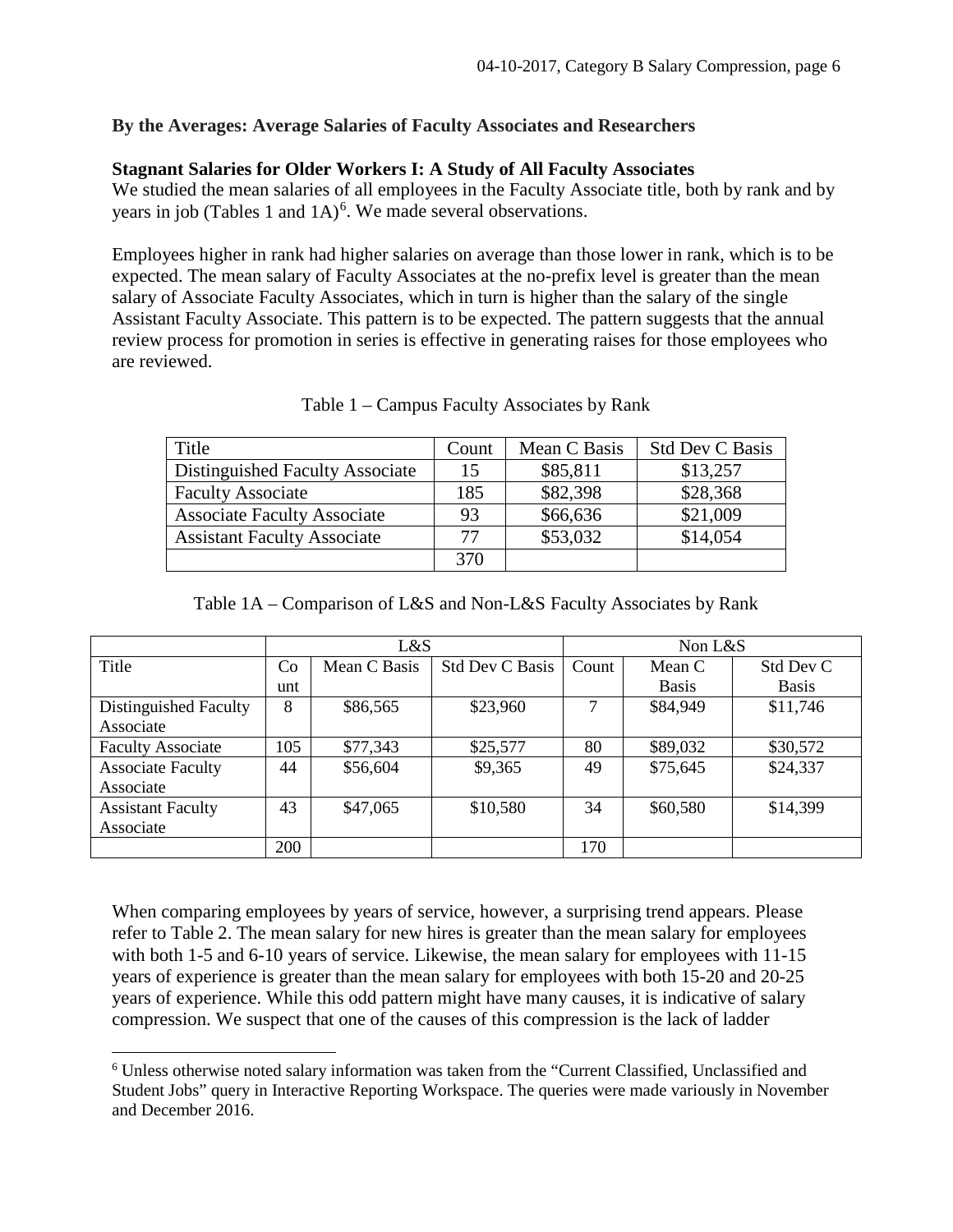**By the Averages: Average Salaries of Faculty Associates and Researchers**

**Stagnant Salaries for Older Workers I: A Study of All Faculty Associates**

We studied the mean salaries of all employees in the Faculty Associate title, both by rank and by years in job (Tables 1 and 1A)[6]. We made several observations.

Employees higher in rank had higher salaries on average than those lower in rank, which is to be expected. The mean salary of Faculty Associates at the no-prefix level is greater than the mean salary of Associate Faculty Associates, which in turn is higher than the salary of the single Assistant Faculty Associate. This pattern is to be expected. The pattern suggests that the annual review process for promotion in series is effective in generating raises for those employees who are reviewed.

Table 1 – Campus Faculty Associates by Rank

| Title | Count | Mean C Basis | Std Dev C Basis |
|---|---|---|---|
| Distinguished Faculty Associate | 15 | $85,811 | $13,257 |
| Faculty Associate | 185 | $82,398 | $28,368 |
| Associate Faculty Associate | 93 | $66,636 | $21,009 |
| Assistant Faculty Associate | 77 | $53,032 | $14,054 |
| | 370 | | |

Table 1A – Comparison of L&S and Non-L&S Faculty Associates by Rank

| | L&S | | | Non L&S | | |
|---|---|---|---|---|---|---|
| Title | Count | Mean C Basis | Std Dev C Basis | Count | Mean C Basis | Std Dev C Basis |
| Distinguished Faculty Associate | 8 | $86,565 | $23,960 | 7 | $84,949 | $11,746 |
| Faculty Associate | 105 | $77,343 | $25,577 | 80 | $89,032 | $30,572 |
| Associate Faculty Associate | 44 | $56,604 | $9,365 | 49 | $75,645 | $24,337 |
| Assistant Faculty Associate | 43 | $47,065 | $10,580 | 34 | $60,580 | $14,399 |
| | 200 | | | 170 | | |

When comparing employees by years of service, however, a surprising trend appears. Please refer to Table 2. The mean salary for new hires is greater than the mean salary for employees with both 1-5 and 6-10 years of service. Likewise, the mean salary for employees with 11-15 years of experience is greater than the mean salary for employees with both 15-20 and 20-25 years of experience. While this odd pattern might have many causes, it is indicative of salary compression. We suspect that one of the causes of this compression is the lack of ladder

[6] Unless otherwise noted salary information was taken from the "Current Classified, Unclassified and Student Jobs" query in Interactive Reporting Workspace. The queries were made variously in November and December 2016.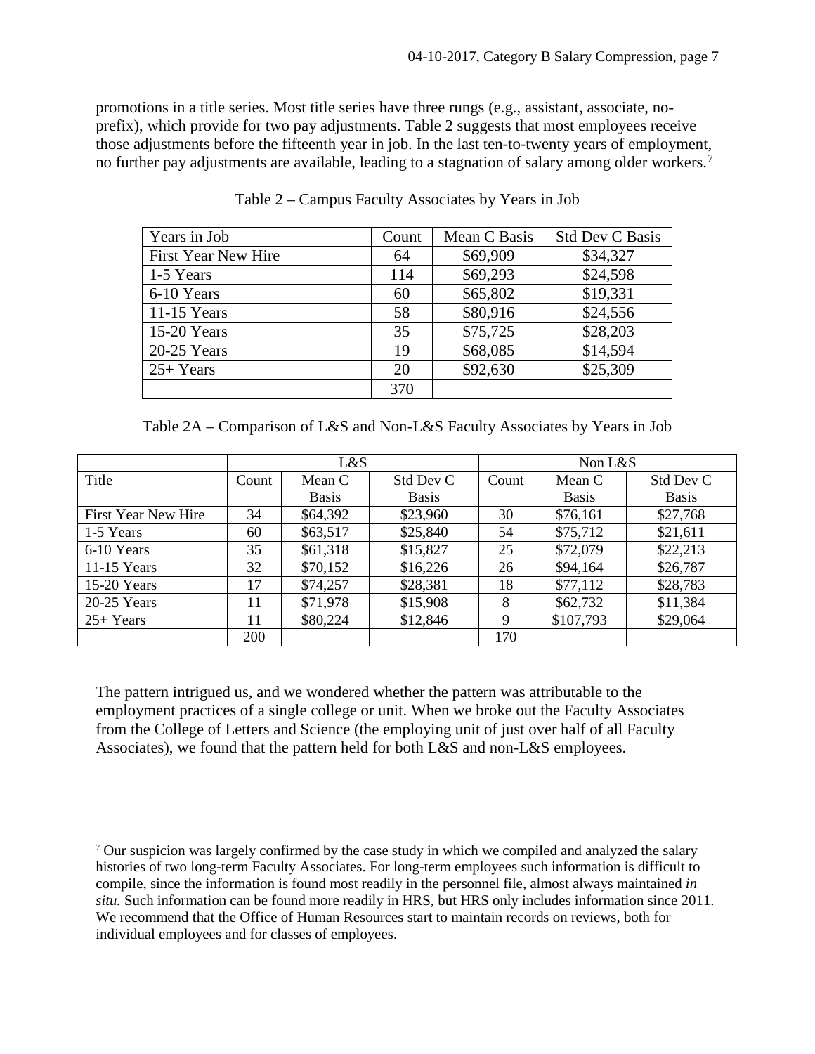promotions in a title series. Most title series have three rungs (e.g., assistant, associate, no-prefix), which provide for two pay adjustments. Table 2 suggests that most employees receive those adjustments before the fifteenth year in job. In the last ten-to-twenty years of employment, no further pay adjustments are available, leading to a stagnation of salary among older workers.[7]

Table 2 – Campus Faculty Associates by Years in Job

| Years in Job | Count | Mean C Basis | Std Dev C Basis |
|---|---|---|---|
| First Year New Hire | 64 | $69,909 | $34,327 |
| 1-5 Years | 114 | $69,293 | $24,598 |
| 6-10 Years | 60 | $65,802 | $19,331 |
| 11-15 Years | 58 | $80,916 | $24,556 |
| 15-20 Years | 35 | $75,725 | $28,203 |
| 20-25 Years | 19 | $68,085 | $14,594 |
| 25+ Years | 20 | $92,630 | $25,309 |
| | 370 | | |

Table 2A – Comparison of L&S and Non-L&S Faculty Associates by Years in Job

| | L&S | | | Non L&S | | |
|---|---|---|---|---|---|---|
| Title | Count | Mean C Basis | Std Dev C Basis | Count | Mean C Basis | Std Dev C Basis |
| First Year New Hire | 34 | $64,392 | $23,960 | 30 | $76,161 | $27,768 |
| 1-5 Years | 60 | $63,517 | $25,840 | 54 | $75,712 | $21,611 |
| 6-10 Years | 35 | $61,318 | $15,827 | 25 | $72,079 | $22,213 |
| 11-15 Years | 32 | $70,152 | $16,226 | 26 | $94,164 | $26,787 |
| 15-20 Years | 17 | $74,257 | $28,381 | 18 | $77,112 | $28,783 |
| 20-25 Years | 11 | $71,978 | $15,908 | 8 | $62,732 | $11,384 |
| 25+ Years | 11 | $80,224 | $12,846 | 9 | $107,793 | $29,064 |
| | 200 | | | 170 | | |

The pattern intrigued us, and we wondered whether the pattern was attributable to the employment practices of a single college or unit. When we broke out the Faculty Associates from the College of Letters and Science (the employing unit of just over half of all Faculty Associates), we found that the pattern held for both L&S and non-L&S employees.

[7] Our suspicion was largely confirmed by the case study in which we compiled and analyzed the salary histories of two long-term Faculty Associates. For long-term employees such information is difficult to compile, since the information is found most readily in the personnel file, almost always maintained *in situ.* Such information can be found more readily in HRS, but HRS only includes information since 2011. We recommend that the Office of Human Resources start to maintain records on reviews, both for individual employees and for classes of employees.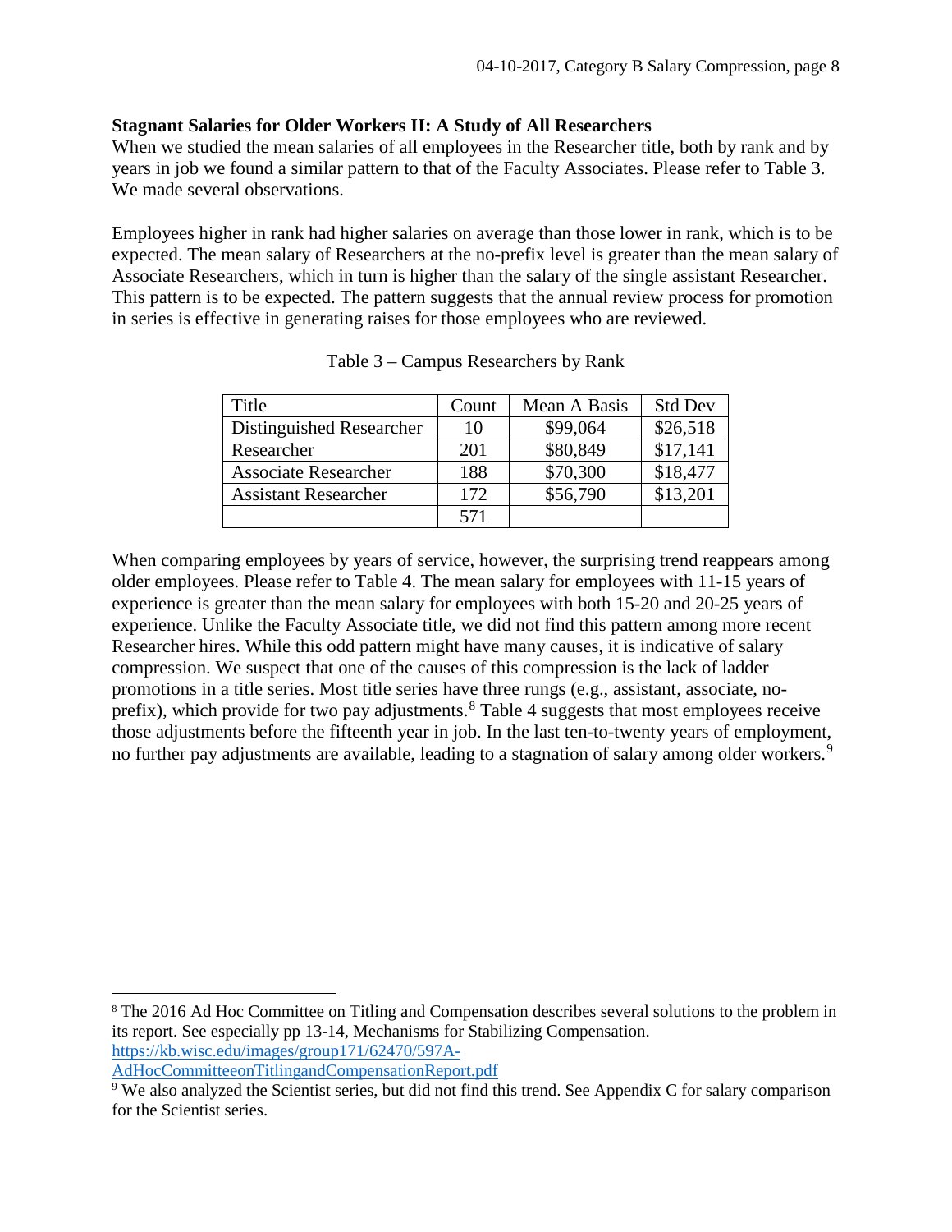**Stagnant Salaries for Older Workers II: A Study of All Researchers**

When we studied the mean salaries of all employees in the Researcher title, both by rank and by years in job we found a similar pattern to that of the Faculty Associates. Please refer to Table 3. We made several observations.

Employees higher in rank had higher salaries on average than those lower in rank, which is to be expected. The mean salary of Researchers at the no-prefix level is greater than the mean salary of Associate Researchers, which in turn is higher than the salary of the single assistant Researcher. This pattern is to be expected. The pattern suggests that the annual review process for promotion in series is effective in generating raises for those employees who are reviewed.

Table 3 – Campus Researchers by Rank

| Title | Count | Mean A Basis | Std Dev |
|---|---|---|---|
| Distinguished Researcher | 10 | $99,064 | $26,518 |
| Researcher | 201 | $80,849 | $17,141 |
| Associate Researcher | 188 | $70,300 | $18,477 |
| Assistant Researcher | 172 | $56,790 | $13,201 |
| | 571 | | |

When comparing employees by years of service, however, the surprising trend reappears among older employees. Please refer to Table 4. The mean salary for employees with 11-15 years of experience is greater than the mean salary for employees with both 15-20 and 20-25 years of experience. Unlike the Faculty Associate title, we did not find this pattern among more recent Researcher hires. While this odd pattern might have many causes, it is indicative of salary compression. We suspect that one of the causes of this compression is the lack of ladder promotions in a title series. Most title series have three rungs (e.g., assistant, associate, no-prefix), which provide for two pay adjustments.[8] Table 4 suggests that most employees receive those adjustments before the fifteenth year in job. In the last ten-to-twenty years of employment, no further pay adjustments are available, leading to a stagnation of salary among older workers.[9]

[8] The 2016 Ad Hoc Committee on Titling and Compensation describes several solutions to the problem in its report. See especially pp 13-14, Mechanisms for Stabilizing Compensation. https://kb.wisc.edu/images/group171/62470/597A-AdHocCommitteeonTitlingandCompensationReport.pdf

[9] We also analyzed the Scientist series, but did not find this trend. See Appendix C for salary comparison for the Scientist series.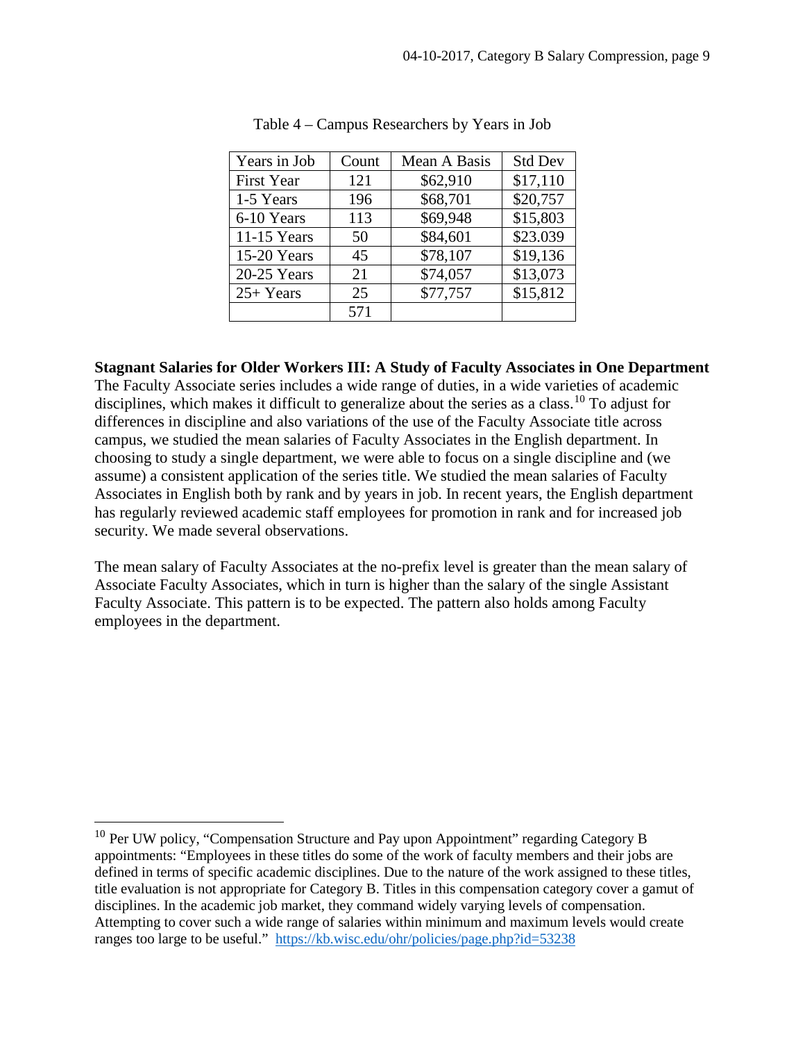Table 4 – Campus Researchers by Years in Job

| Years in Job | Count | Mean A Basis | Std Dev |
|---|---|---|---|
| First Year | 121 | $62,910 | $17,110 |
| 1-5 Years | 196 | $68,701 | $20,757 |
| 6-10 Years | 113 | $69,948 | $15,803 |
| 11-15 Years | 50 | $84,601 | $23.039 |
| 15-20 Years | 45 | $78,107 | $19,136 |
| 20-25 Years | 21 | $74,057 | $13,073 |
| 25+ Years | 25 | $77,757 | $15,812 |
| | 571 | | |

**Stagnant Salaries for Older Workers III: A Study of Faculty Associates in One Department**
The Faculty Associate series includes a wide range of duties, in a wide varieties of academic disciplines, which makes it difficult to generalize about the series as a class.[10] To adjust for differences in discipline and also variations of the use of the Faculty Associate title across campus, we studied the mean salaries of Faculty Associates in the English department. In choosing to study a single department, we were able to focus on a single discipline and (we assume) a consistent application of the series title. We studied the mean salaries of Faculty Associates in English both by rank and by years in job. In recent years, the English department has regularly reviewed academic staff employees for promotion in rank and for increased job security. We made several observations.

The mean salary of Faculty Associates at the no-prefix level is greater than the mean salary of Associate Faculty Associates, which in turn is higher than the salary of the single Assistant Faculty Associate. This pattern is to be expected. The pattern also holds among Faculty employees in the department.

[10] Per UW policy, "Compensation Structure and Pay upon Appointment" regarding Category B appointments: "Employees in these titles do some of the work of faculty members and their jobs are defined in terms of specific academic disciplines. Due to the nature of the work assigned to these titles, title evaluation is not appropriate for Category B. Titles in this compensation category cover a gamut of disciplines. In the academic job market, they command widely varying levels of compensation. Attempting to cover such a wide range of salaries within minimum and maximum levels would create ranges too large to be useful." https://kb.wisc.edu/ohr/policies/page.php?id=53238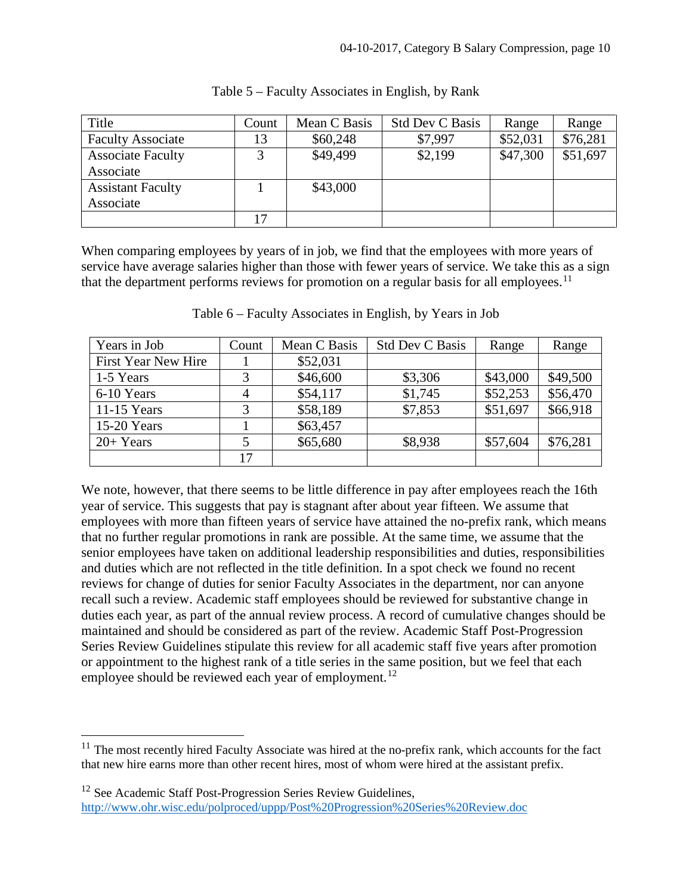Table 5 – Faculty Associates in English, by Rank

| Title | Count | Mean C Basis | Std Dev C Basis | Range | Range |
|---|---|---|---|---|---|
| Faculty Associate | 13 | \$60,248 | \$7,997 | \$52,031 | \$76,281 |
| Associate Faculty Associate | 3 | \$49,499 | \$2,199 | \$47,300 | \$51,697 |
| Assistant Faculty Associate | 1 | \$43,000 | | | |
| | 17 | | | | |

When comparing employees by years of in job, we find that the employees with more years of service have average salaries higher than those with fewer years of service. We take this as a sign that the department performs reviews for promotion on a regular basis for all employees.[11]

Table 6 – Faculty Associates in English, by Years in Job

| Years in Job | Count | Mean C Basis | Std Dev C Basis | Range | Range |
|---|---|---|---|---|---|
| First Year New Hire | 1 | \$52,031 | | | |
| 1-5 Years | 3 | \$46,600 | \$3,306 | \$43,000 | \$49,500 |
| 6-10 Years | 4 | \$54,117 | \$1,745 | \$52,253 | \$56,470 |
| 11-15 Years | 3 | \$58,189 | \$7,853 | \$51,697 | \$66,918 |
| 15-20 Years | 1 | \$63,457 | | | |
| 20+ Years | 5 | \$65,680 | \$8,938 | \$57,604 | \$76,281 |
| | 17 | | | | |

We note, however, that there seems to be little difference in pay after employees reach the 16th year of service. This suggests that pay is stagnant after about year fifteen. We assume that employees with more than fifteen years of service have attained the no-prefix rank, which means that no further regular promotions in rank are possible. At the same time, we assume that the senior employees have taken on additional leadership responsibilities and duties, responsibilities and duties which are not reflected in the title definition. In a spot check we found no recent reviews for change of duties for senior Faculty Associates in the department, nor can anyone recall such a review. Academic staff employees should be reviewed for substantive change in duties each year, as part of the annual review process. A record of cumulative changes should be maintained and should be considered as part of the review. Academic Staff Post-Progression Series Review Guidelines stipulate this review for all academic staff five years after promotion or appointment to the highest rank of a title series in the same position, but we feel that each employee should be reviewed each year of employment.[12]

---

[11] The most recently hired Faculty Associate was hired at the no-prefix rank, which accounts for the fact that new hire earns more than other recent hires, most of whom were hired at the assistant prefix.

[12] See Academic Staff Post-Progression Series Review Guidelines, http://www.ohr.wisc.edu/polproced/uppp/Post%20Progression%20Series%20Review.doc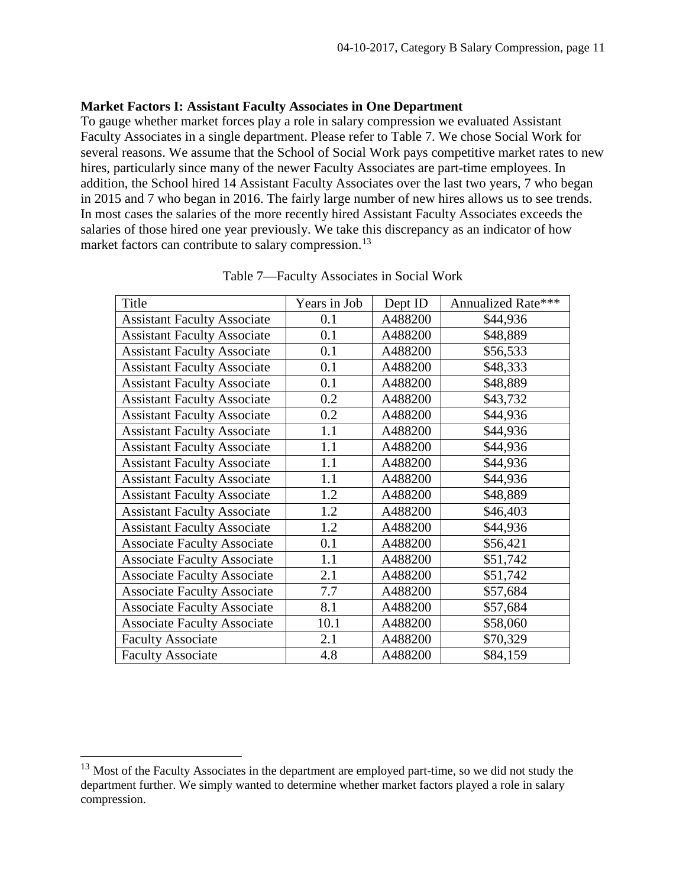**Market Factors I: Assistant Faculty Associates in One Department**

To gauge whether market forces play a role in salary compression we evaluated Assistant Faculty Associates in a single department. Please refer to Table 7. We chose Social Work for several reasons. We assume that the School of Social Work pays competitive market rates to new hires, particularly since many of the newer Faculty Associates are part-time employees. In addition, the School hired 14 Assistant Faculty Associates over the last two years, 7 who began in 2015 and 7 who began in 2016. The fairly large number of new hires allows us to see trends. In most cases the salaries of the more recently hired Assistant Faculty Associates exceeds the salaries of those hired one year previously. We take this discrepancy as an indicator of how market factors can contribute to salary compression.[13]

Table 7—Faculty Associates in Social Work

| Title | Years in Job | Dept ID | Annualized Rate*** |
|---|---|---|---|
| Assistant Faculty Associate | 0.1 | A488200 | $44,936 |
| Assistant Faculty Associate | 0.1 | A488200 | $48,889 |
| Assistant Faculty Associate | 0.1 | A488200 | $56,533 |
| Assistant Faculty Associate | 0.1 | A488200 | $48,333 |
| Assistant Faculty Associate | 0.1 | A488200 | $48,889 |
| Assistant Faculty Associate | 0.2 | A488200 | $43,732 |
| Assistant Faculty Associate | 0.2 | A488200 | $44,936 |
| Assistant Faculty Associate | 1.1 | A488200 | $44,936 |
| Assistant Faculty Associate | 1.1 | A488200 | $44,936 |
| Assistant Faculty Associate | 1.1 | A488200 | $44,936 |
| Assistant Faculty Associate | 1.1 | A488200 | $44,936 |
| Assistant Faculty Associate | 1.2 | A488200 | $48,889 |
| Assistant Faculty Associate | 1.2 | A488200 | $46,403 |
| Assistant Faculty Associate | 1.2 | A488200 | $44,936 |
| Associate Faculty Associate | 0.1 | A488200 | $56,421 |
| Associate Faculty Associate | 1.1 | A488200 | $51,742 |
| Associate Faculty Associate | 2.1 | A488200 | $51,742 |
| Associate Faculty Associate | 7.7 | A488200 | $57,684 |
| Associate Faculty Associate | 8.1 | A488200 | $57,684 |
| Associate Faculty Associate | 10.1 | A488200 | $58,060 |
| Faculty Associate | 2.1 | A488200 | $70,329 |
| Faculty Associate | 4.8 | A488200 | $84,159 |

[13] Most of the Faculty Associates in the department are employed part-time, so we did not study the department further. We simply wanted to determine whether market factors played a role in salary compression.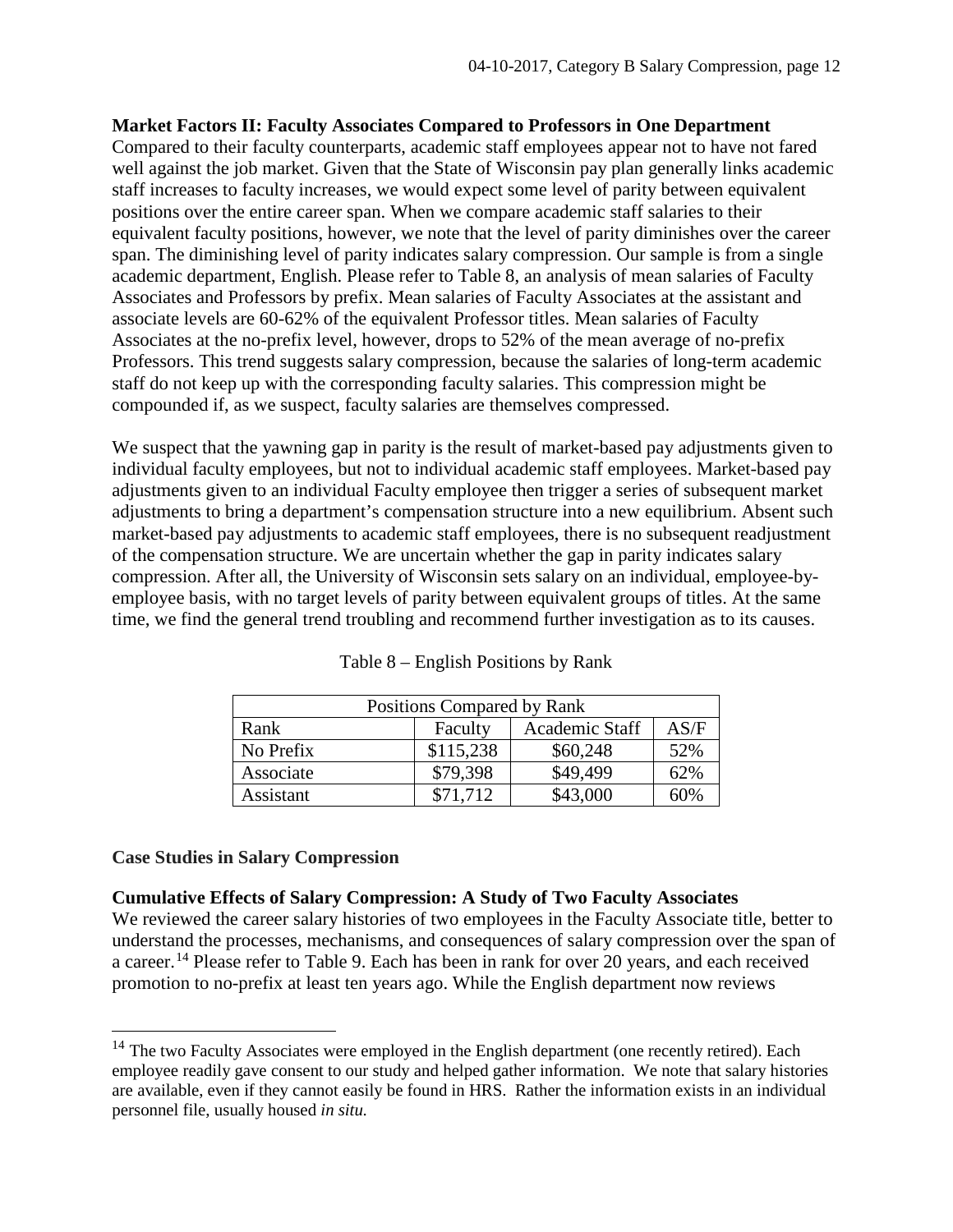**Market Factors II: Faculty Associates Compared to Professors in One Department**

Compared to their faculty counterparts, academic staff employees appear not to have not fared well against the job market. Given that the State of Wisconsin pay plan generally links academic staff increases to faculty increases, we would expect some level of parity between equivalent positions over the entire career span. When we compare academic staff salaries to their equivalent faculty positions, however, we note that the level of parity diminishes over the career span. The diminishing level of parity indicates salary compression. Our sample is from a single academic department, English. Please refer to Table 8, an analysis of mean salaries of Faculty Associates and Professors by prefix. Mean salaries of Faculty Associates at the assistant and associate levels are 60-62% of the equivalent Professor titles. Mean salaries of Faculty Associates at the no-prefix level, however, drops to 52% of the mean average of no-prefix Professors. This trend suggests salary compression, because the salaries of long-term academic staff do not keep up with the corresponding faculty salaries. This compression might be compounded if, as we suspect, faculty salaries are themselves compressed.

We suspect that the yawning gap in parity is the result of market-based pay adjustments given to individual faculty employees, but not to individual academic staff employees. Market-based pay adjustments given to an individual Faculty employee then trigger a series of subsequent market adjustments to bring a department's compensation structure into a new equilibrium. Absent such market-based pay adjustments to academic staff employees, there is no subsequent readjustment of the compensation structure. We are uncertain whether the gap in parity indicates salary compression. After all, the University of Wisconsin sets salary on an individual, employee-by-employee basis, with no target levels of parity between equivalent groups of titles. At the same time, we find the general trend troubling and recommend further investigation as to its causes.

Table 8 – English Positions by Rank

| Positions Compared by Rank | | | |
|---|---|---|---|
| Rank | Faculty | Academic Staff | AS/F |
| No Prefix | $115,238 | $60,248 | 52% |
| Associate | $79,398 | $49,499 | 62% |
| Assistant | $71,712 | $43,000 | 60% |

**Case Studies in Salary Compression**

**Cumulative Effects of Salary Compression: A Study of Two Faculty Associates**

We reviewed the career salary histories of two employees in the Faculty Associate title, better to understand the processes, mechanisms, and consequences of salary compression over the span of a career.[14] Please refer to Table 9. Each has been in rank for over 20 years, and each received promotion to no-prefix at least ten years ago. While the English department now reviews

[14] The two Faculty Associates were employed in the English department (one recently retired). Each employee readily gave consent to our study and helped gather information. We note that salary histories are available, even if they cannot easily be found in HRS. Rather the information exists in an individual personnel file, usually housed *in situ*.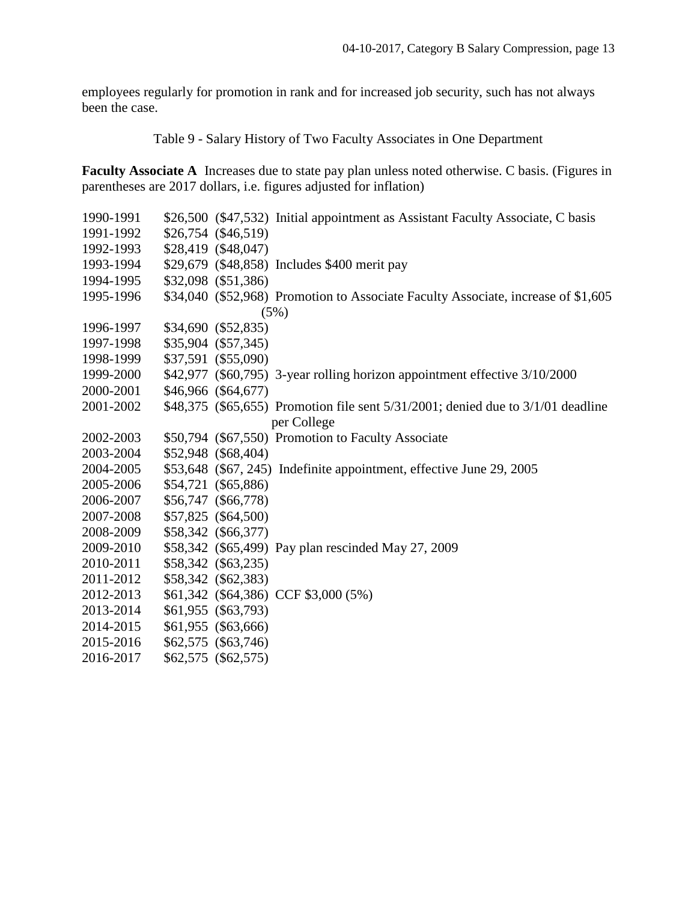employees regularly for promotion in rank and for increased job security, such has not always been the case.

Table 9 - Salary History of Two Faculty Associates in One Department

**Faculty Associate A** Increases due to state pay plan unless noted otherwise. C basis. (Figures in parentheses are 2017 dollars, i.e. figures adjusted for inflation)

| Year | Salary | 2017 dollars | Notes |
|---|---|---|---|
| 1990-1991 | $26,500 | ($47,532) | Initial appointment as Assistant Faculty Associate, C basis |
| 1991-1992 | $26,754 | ($46,519) | |
| 1992-1993 | $28,419 | ($48,047) | |
| 1993-1994 | $29,679 | ($48,858) | Includes $400 merit pay |
| 1994-1995 | $32,098 | ($51,386) | |
| 1995-1996 | $34,040 | ($52,968) | Promotion to Associate Faculty Associate, increase of $1,605 (5%) |
| 1996-1997 | $34,690 | ($52,835) | |
| 1997-1998 | $35,904 | ($57,345) | |
| 1998-1999 | $37,591 | ($55,090) | |
| 1999-2000 | $42,977 | ($60,795) | 3-year rolling horizon appointment effective 3/10/2000 |
| 2000-2001 | $46,966 | ($64,677) | |
| 2001-2002 | $48,375 | ($65,655) | Promotion file sent 5/31/2001; denied due to 3/1/01 deadline per College |
| 2002-2003 | $50,794 | ($67,550) | Promotion to Faculty Associate |
| 2003-2004 | $52,948 | ($68,404) | |
| 2004-2005 | $53,648 | ($67, 245) | Indefinite appointment, effective June 29, 2005 |
| 2005-2006 | $54,721 | ($65,886) | |
| 2006-2007 | $56,747 | ($66,778) | |
| 2007-2008 | $57,825 | ($64,500) | |
| 2008-2009 | $58,342 | ($66,377) | |
| 2009-2010 | $58,342 | ($65,499) | Pay plan rescinded May 27, 2009 |
| 2010-2011 | $58,342 | ($63,235) | |
| 2011-2012 | $58,342 | ($62,383) | |
| 2012-2013 | $61,342 | ($64,386) | CCF $3,000 (5%) |
| 2013-2014 | $61,955 | ($63,793) | |
| 2014-2015 | $61,955 | ($63,666) | |
| 2015-2016 | $62,575 | ($63,746) | |
| 2016-2017 | $62,575 | ($62,575) | |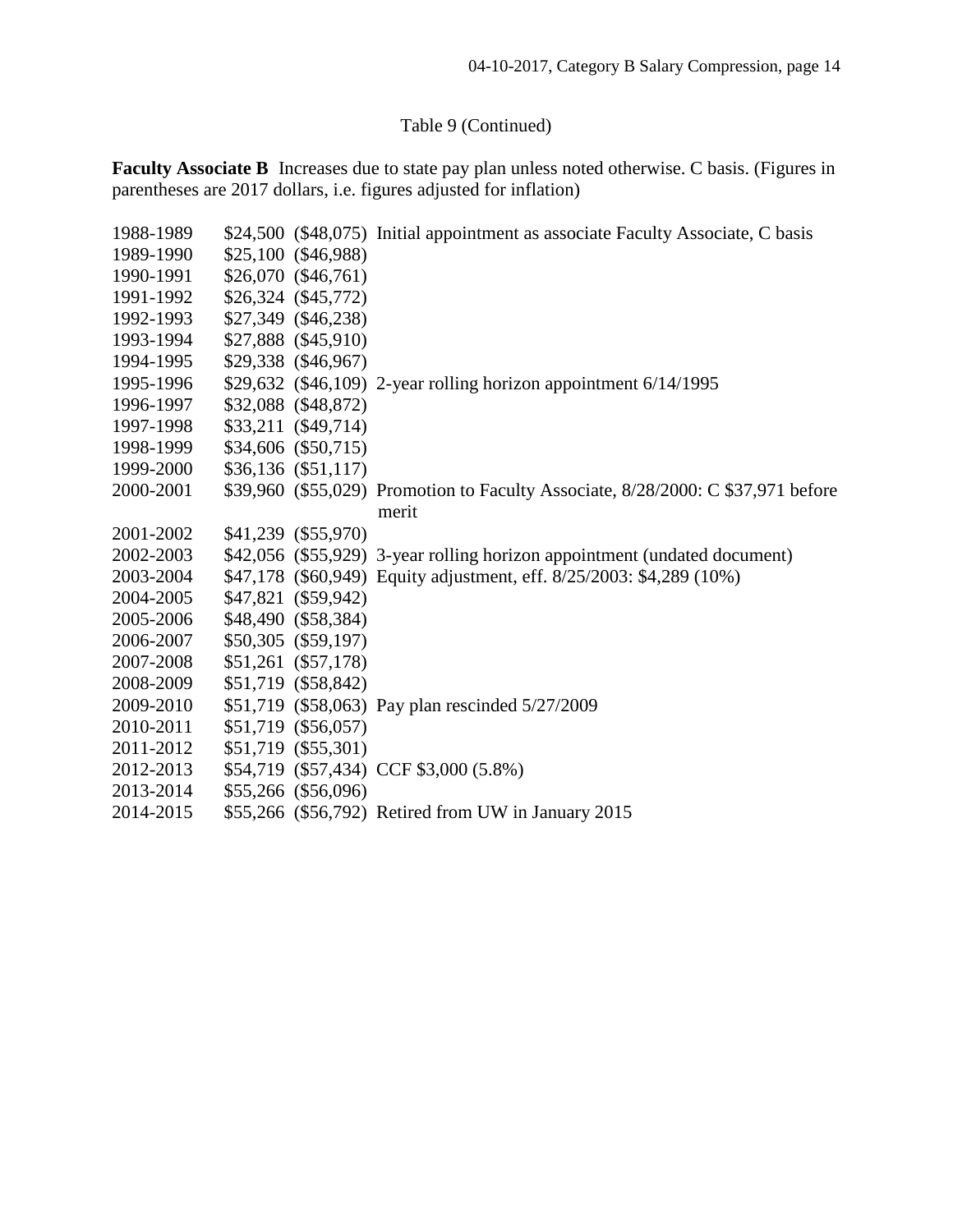Table 9 (Continued)

**Faculty Associate B** Increases due to state pay plan unless noted otherwise. C basis. (Figures in parentheses are 2017 dollars, i.e. figures adjusted for inflation)

| | | | |
|---|---|---|---|
| 1988-1989 | $24,500 | ($48,075) | Initial appointment as associate Faculty Associate, C basis |
| 1989-1990 | $25,100 | ($46,988) | |
| 1990-1991 | $26,070 | ($46,761) | |
| 1991-1992 | $26,324 | ($45,772) | |
| 1992-1993 | $27,349 | ($46,238) | |
| 1993-1994 | $27,888 | ($45,910) | |
| 1994-1995 | $29,338 | ($46,967) | |
| 1995-1996 | $29,632 | ($46,109) | 2-year rolling horizon appointment 6/14/1995 |
| 1996-1997 | $32,088 | ($48,872) | |
| 1997-1998 | $33,211 | ($49,714) | |
| 1998-1999 | $34,606 | ($50,715) | |
| 1999-2000 | $36,136 | ($51,117) | |
| 2000-2001 | $39,960 | ($55,029) | Promotion to Faculty Associate, 8/28/2000: C $37,971 before merit |
| 2001-2002 | $41,239 | ($55,970) | |
| 2002-2003 | $42,056 | ($55,929) | 3-year rolling horizon appointment (undated document) |
| 2003-2004 | $47,178 | ($60,949) | Equity adjustment, eff. 8/25/2003: $4,289 (10%) |
| 2004-2005 | $47,821 | ($59,942) | |
| 2005-2006 | $48,490 | ($58,384) | |
| 2006-2007 | $50,305 | ($59,197) | |
| 2007-2008 | $51,261 | ($57,178) | |
| 2008-2009 | $51,719 | ($58,842) | |
| 2009-2010 | $51,719 | ($58,063) | Pay plan rescinded 5/27/2009 |
| 2010-2011 | $51,719 | ($56,057) | |
| 2011-2012 | $51,719 | ($55,301) | |
| 2012-2013 | $54,719 | ($57,434) | CCF $3,000 (5.8%) |
| 2013-2014 | $55,266 | ($56,096) | |
| 2014-2015 | $55,266 | ($56,792) | Retired from UW in January 2015 |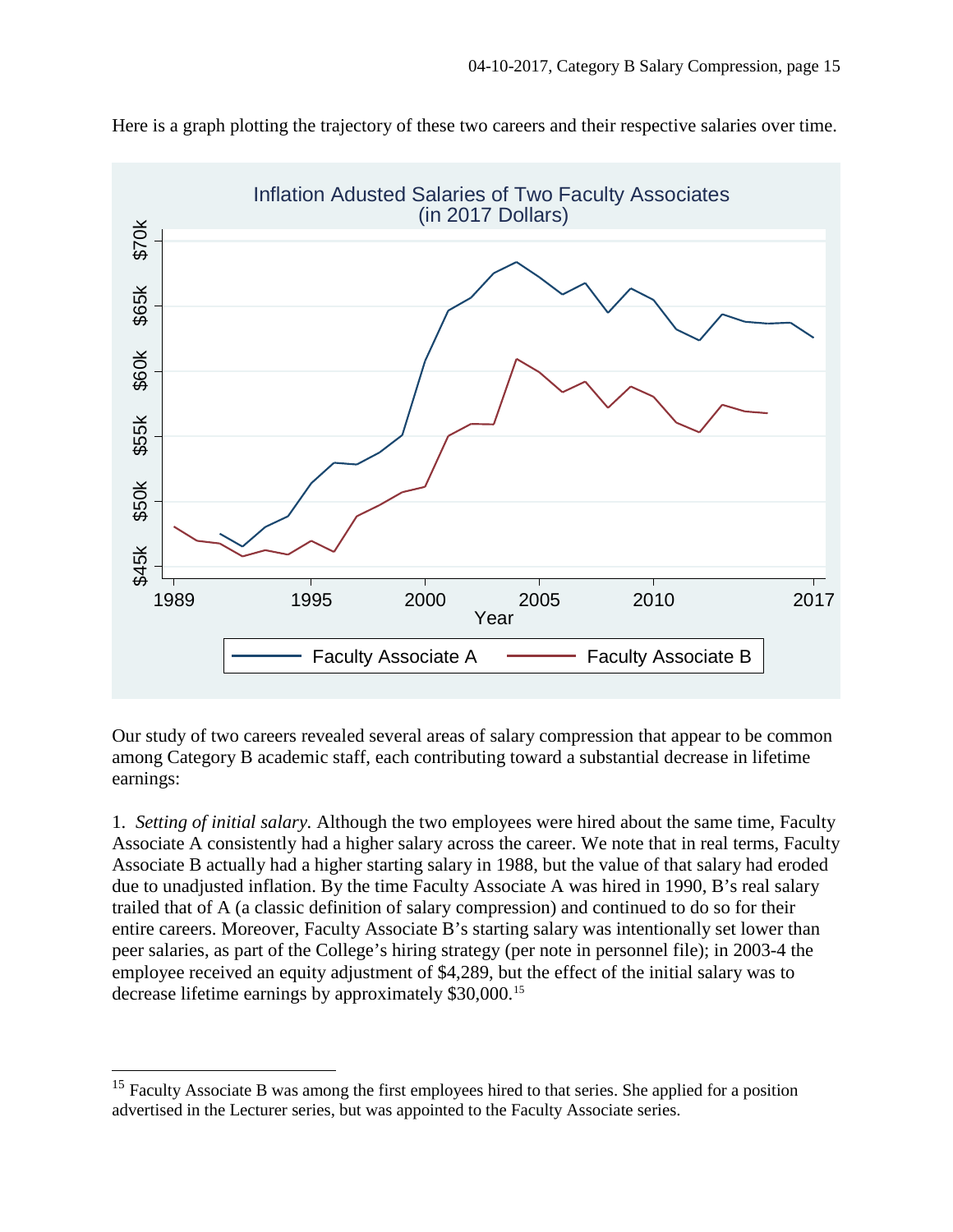Here is a graph plotting the trajectory of these two careers and their respective salaries over time.

Our study of two careers revealed several areas of salary compression that appear to be common among Category B academic staff, each contributing toward a substantial decrease in lifetime earnings:

1. *Setting of initial salary.* Although the two employees were hired about the same time, Faculty Associate A consistently had a higher salary across the career. We note that in real terms, Faculty Associate B actually had a higher starting salary in 1988, but the value of that salary had eroded due to unadjusted inflation. By the time Faculty Associate A was hired in 1990, B's real salary trailed that of A (a classic definition of salary compression) and continued to do so for their entire careers. Moreover, Faculty Associate B's starting salary was intentionally set lower than peer salaries, as part of the College's hiring strategy (per note in personnel file); in 2003-4 the employee received an equity adjustment of $4,289, but the effect of the initial salary was to decrease lifetime earnings by approximately $30,000.[15]

[15] Faculty Associate B was among the first employees hired to that series. She applied for a position advertised in the Lecturer series, but was appointed to the Faculty Associate series.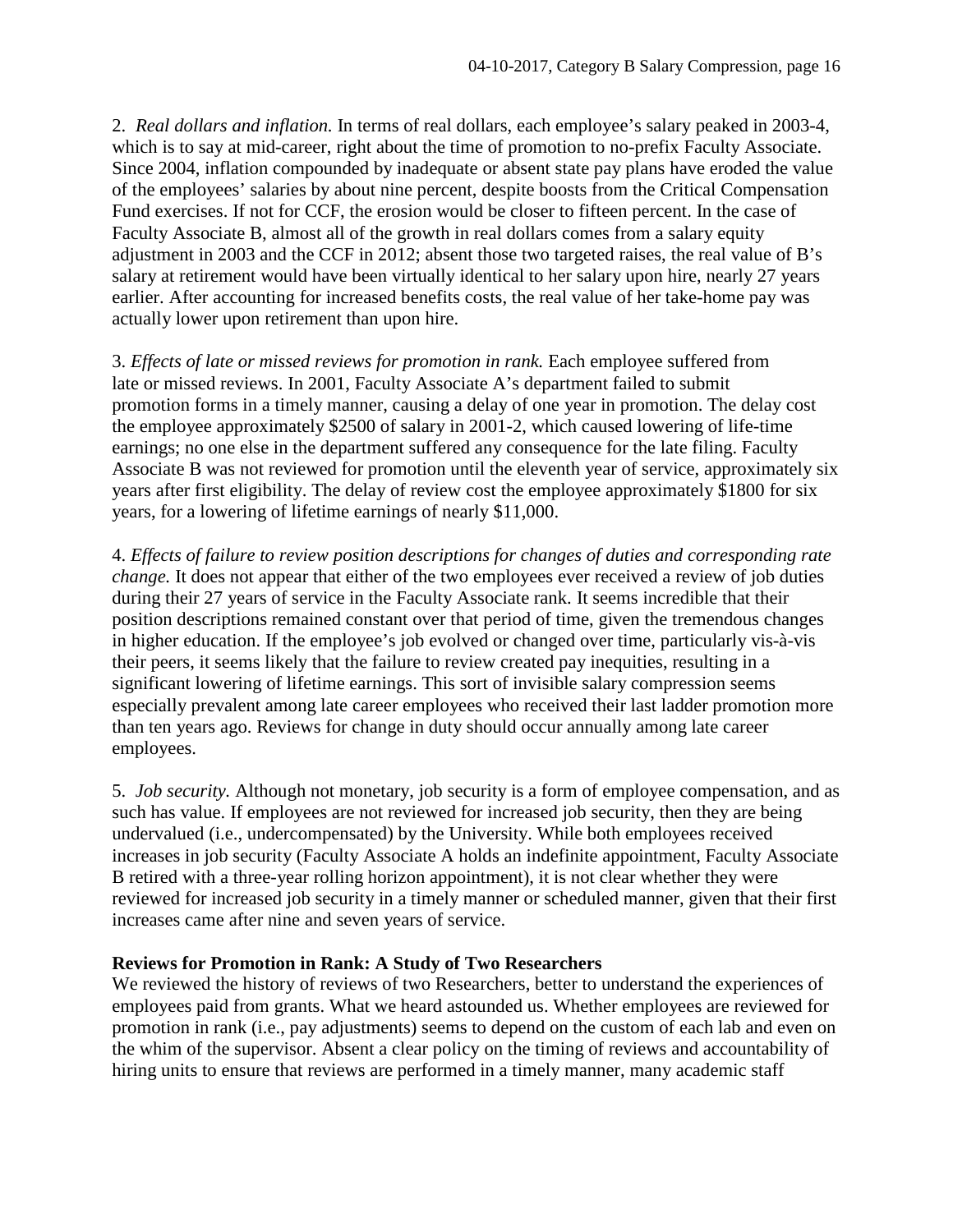2. *Real dollars and inflation.* In terms of real dollars, each employee's salary peaked in 2003-4, which is to say at mid-career, right about the time of promotion to no-prefix Faculty Associate. Since 2004, inflation compounded by inadequate or absent state pay plans have eroded the value of the employees' salaries by about nine percent, despite boosts from the Critical Compensation Fund exercises. If not for CCF, the erosion would be closer to fifteen percent. In the case of Faculty Associate B, almost all of the growth in real dollars comes from a salary equity adjustment in 2003 and the CCF in 2012; absent those two targeted raises, the real value of B's salary at retirement would have been virtually identical to her salary upon hire, nearly 27 years earlier. After accounting for increased benefits costs, the real value of her take-home pay was actually lower upon retirement than upon hire.

3. *Effects of late or missed reviews for promotion in rank.* Each employee suffered from late or missed reviews. In 2001, Faculty Associate A's department failed to submit promotion forms in a timely manner, causing a delay of one year in promotion. The delay cost the employee approximately $2500 of salary in 2001-2, which caused lowering of life-time earnings; no one else in the department suffered any consequence for the late filing. Faculty Associate B was not reviewed for promotion until the eleventh year of service, approximately six years after first eligibility. The delay of review cost the employee approximately $1800 for six years, for a lowering of lifetime earnings of nearly $11,000.

4. *Effects of failure to review position descriptions for changes of duties and corresponding rate change.* It does not appear that either of the two employees ever received a review of job duties during their 27 years of service in the Faculty Associate rank. It seems incredible that their position descriptions remained constant over that period of time, given the tremendous changes in higher education. If the employee's job evolved or changed over time, particularly vis-à-vis their peers, it seems likely that the failure to review created pay inequities, resulting in a significant lowering of lifetime earnings. This sort of invisible salary compression seems especially prevalent among late career employees who received their last ladder promotion more than ten years ago. Reviews for change in duty should occur annually among late career employees.

5. *Job security.* Although not monetary, job security is a form of employee compensation, and as such has value. If employees are not reviewed for increased job security, then they are being undervalued (i.e., undercompensated) by the University. While both employees received increases in job security (Faculty Associate A holds an indefinite appointment, Faculty Associate B retired with a three-year rolling horizon appointment), it is not clear whether they were reviewed for increased job security in a timely manner or scheduled manner, given that their first increases came after nine and seven years of service.

**Reviews for Promotion in Rank: A Study of Two Researchers**

We reviewed the history of reviews of two Researchers, better to understand the experiences of employees paid from grants. What we heard astounded us. Whether employees are reviewed for promotion in rank (i.e., pay adjustments) seems to depend on the custom of each lab and even on the whim of the supervisor. Absent a clear policy on the timing of reviews and accountability of hiring units to ensure that reviews are performed in a timely manner, many academic staff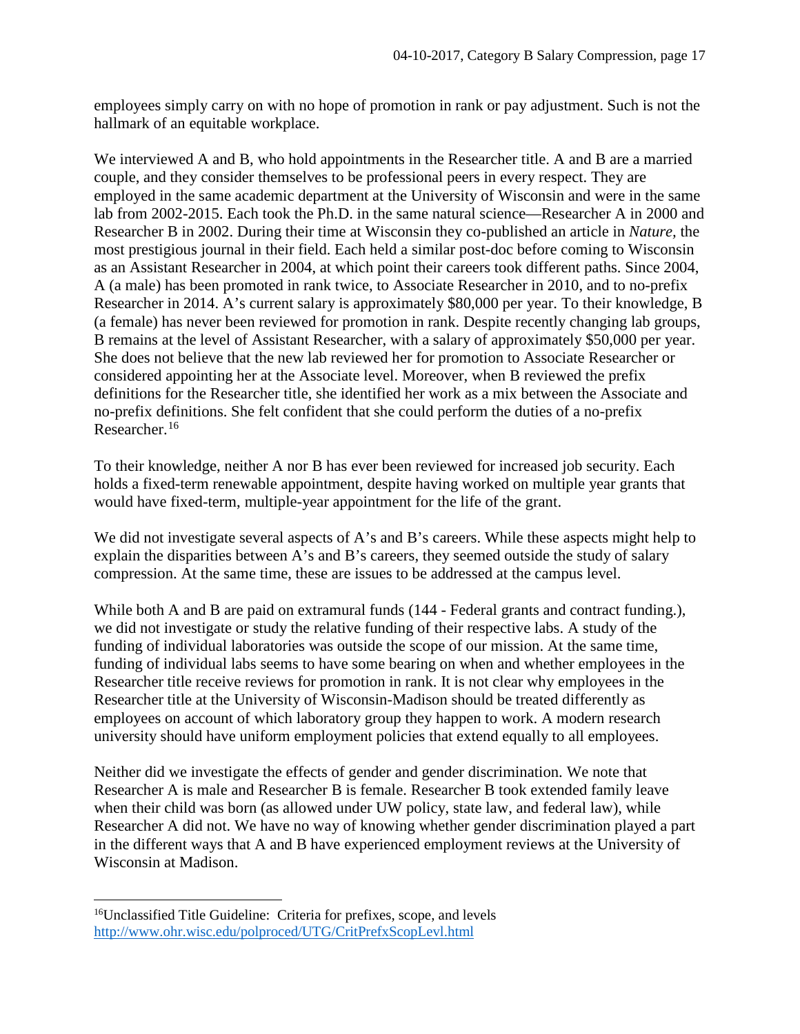employees simply carry on with no hope of promotion in rank or pay adjustment. Such is not the hallmark of an equitable workplace.

We interviewed A and B, who hold appointments in the Researcher title. A and B are a married couple, and they consider themselves to be professional peers in every respect. They are employed in the same academic department at the University of Wisconsin and were in the same lab from 2002-2015. Each took the Ph.D. in the same natural science—Researcher A in 2000 and Researcher B in 2002. During their time at Wisconsin they co-published an article in *Nature,* the most prestigious journal in their field. Each held a similar post-doc before coming to Wisconsin as an Assistant Researcher in 2004, at which point their careers took different paths. Since 2004, A (a male) has been promoted in rank twice, to Associate Researcher in 2010, and to no-prefix Researcher in 2014. A's current salary is approximately $80,000 per year. To their knowledge, B (a female) has never been reviewed for promotion in rank. Despite recently changing lab groups, B remains at the level of Assistant Researcher, with a salary of approximately $50,000 per year. She does not believe that the new lab reviewed her for promotion to Associate Researcher or considered appointing her at the Associate level. Moreover, when B reviewed the prefix definitions for the Researcher title, she identified her work as a mix between the Associate and no-prefix definitions. She felt confident that she could perform the duties of a no-prefix Researcher.[16]

To their knowledge, neither A nor B has ever been reviewed for increased job security. Each holds a fixed-term renewable appointment, despite having worked on multiple year grants that would have fixed-term, multiple-year appointment for the life of the grant.

We did not investigate several aspects of A's and B's careers. While these aspects might help to explain the disparities between A's and B's careers, they seemed outside the study of salary compression. At the same time, these are issues to be addressed at the campus level.

While both A and B are paid on extramural funds (144 - Federal grants and contract funding.), we did not investigate or study the relative funding of their respective labs. A study of the funding of individual laboratories was outside the scope of our mission. At the same time, funding of individual labs seems to have some bearing on when and whether employees in the Researcher title receive reviews for promotion in rank. It is not clear why employees in the Researcher title at the University of Wisconsin-Madison should be treated differently as employees on account of which laboratory group they happen to work. A modern research university should have uniform employment policies that extend equally to all employees.

Neither did we investigate the effects of gender and gender discrimination. We note that Researcher A is male and Researcher B is female. Researcher B took extended family leave when their child was born (as allowed under UW policy, state law, and federal law), while Researcher A did not. We have no way of knowing whether gender discrimination played a part in the different ways that A and B have experienced employment reviews at the University of Wisconsin at Madison.

---

[16] Unclassified Title Guideline: Criteria for prefixes, scope, and levels http://www.ohr.wisc.edu/polproced/UTG/CritPrefxScopLevl.html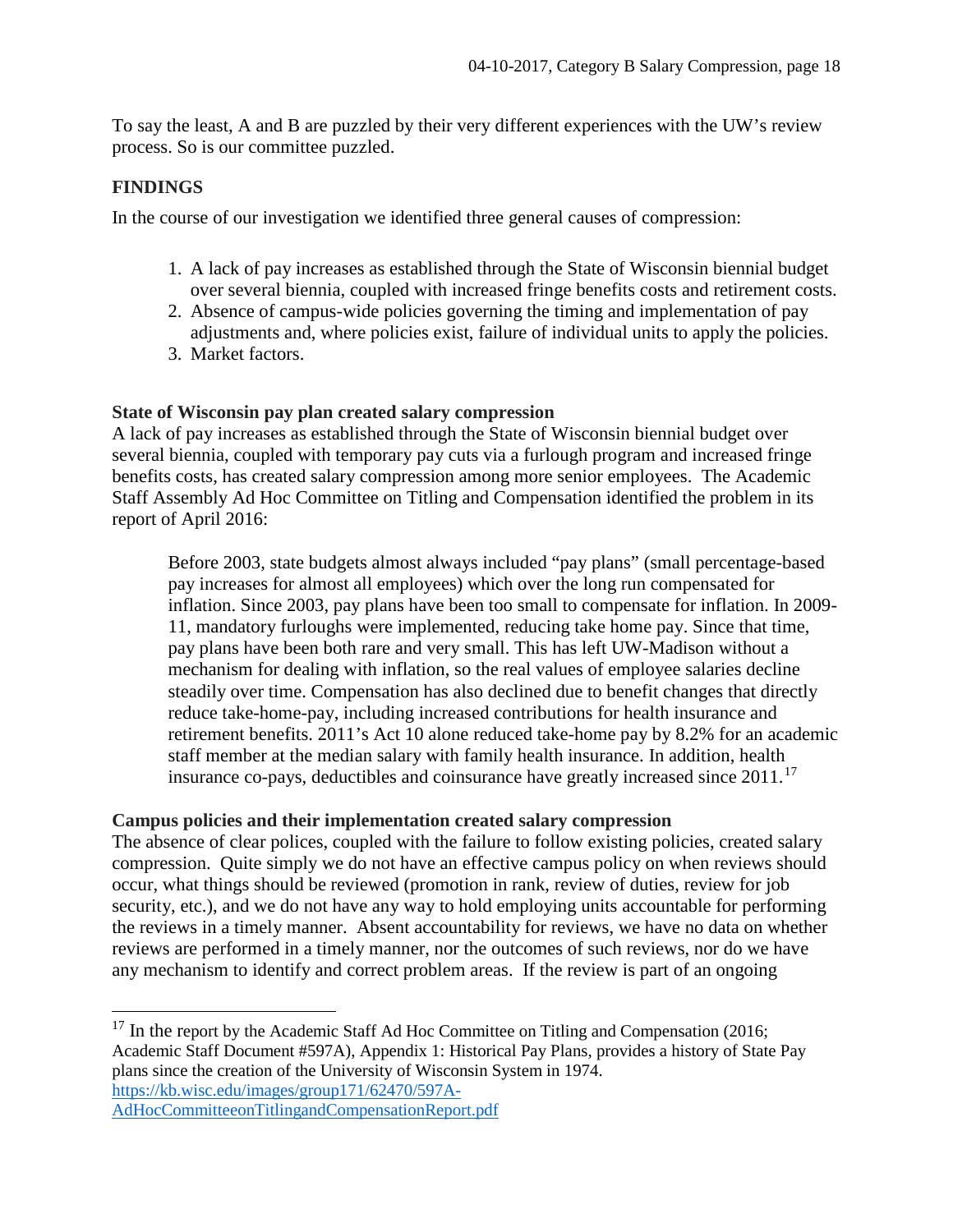To say the least, A and B are puzzled by their very different experiences with the UW's review process. So is our committee puzzled.

## FINDINGS

In the course of our investigation we identified three general causes of compression:

1. A lack of pay increases as established through the State of Wisconsin biennial budget over several biennia, coupled with increased fringe benefits costs and retirement costs.
2. Absence of campus-wide policies governing the timing and implementation of pay adjustments and, where policies exist, failure of individual units to apply the policies.
3. Market factors.

### State of Wisconsin pay plan created salary compression

A lack of pay increases as established through the State of Wisconsin biennial budget over several biennia, coupled with temporary pay cuts via a furlough program and increased fringe benefits costs, has created salary compression among more senior employees. The Academic Staff Assembly Ad Hoc Committee on Titling and Compensation identified the problem in its report of April 2016:

> Before 2003, state budgets almost always included "pay plans" (small percentage-based pay increases for almost all employees) which over the long run compensated for inflation. Since 2003, pay plans have been too small to compensate for inflation. In 2009-11, mandatory furloughs were implemented, reducing take home pay. Since that time, pay plans have been both rare and very small. This has left UW-Madison without a mechanism for dealing with inflation, so the real values of employee salaries decline steadily over time. Compensation has also declined due to benefit changes that directly reduce take-home-pay, including increased contributions for health insurance and retirement benefits. 2011's Act 10 alone reduced take-home pay by 8.2% for an academic staff member at the median salary with family health insurance. In addition, health insurance co-pays, deductibles and coinsurance have greatly increased since 2011.[17]

### Campus policies and their implementation created salary compression

The absence of clear polices, coupled with the failure to follow existing policies, created salary compression. Quite simply we do not have an effective campus policy on when reviews should occur, what things should be reviewed (promotion in rank, review of duties, review for job security, etc.), and we do not have any way to hold employing units accountable for performing the reviews in a timely manner. Absent accountability for reviews, we have no data on whether reviews are performed in a timely manner, nor the outcomes of such reviews, nor do we have any mechanism to identify and correct problem areas. If the review is part of an ongoing

---

[17] In the report by the Academic Staff Ad Hoc Committee on Titling and Compensation (2016; Academic Staff Document #597A), Appendix 1: Historical Pay Plans, provides a history of State Pay plans since the creation of the University of Wisconsin System in 1974. https://kb.wisc.edu/images/group171/62470/597A-AdHocCommitteeonTitlingandCompensationReport.pdf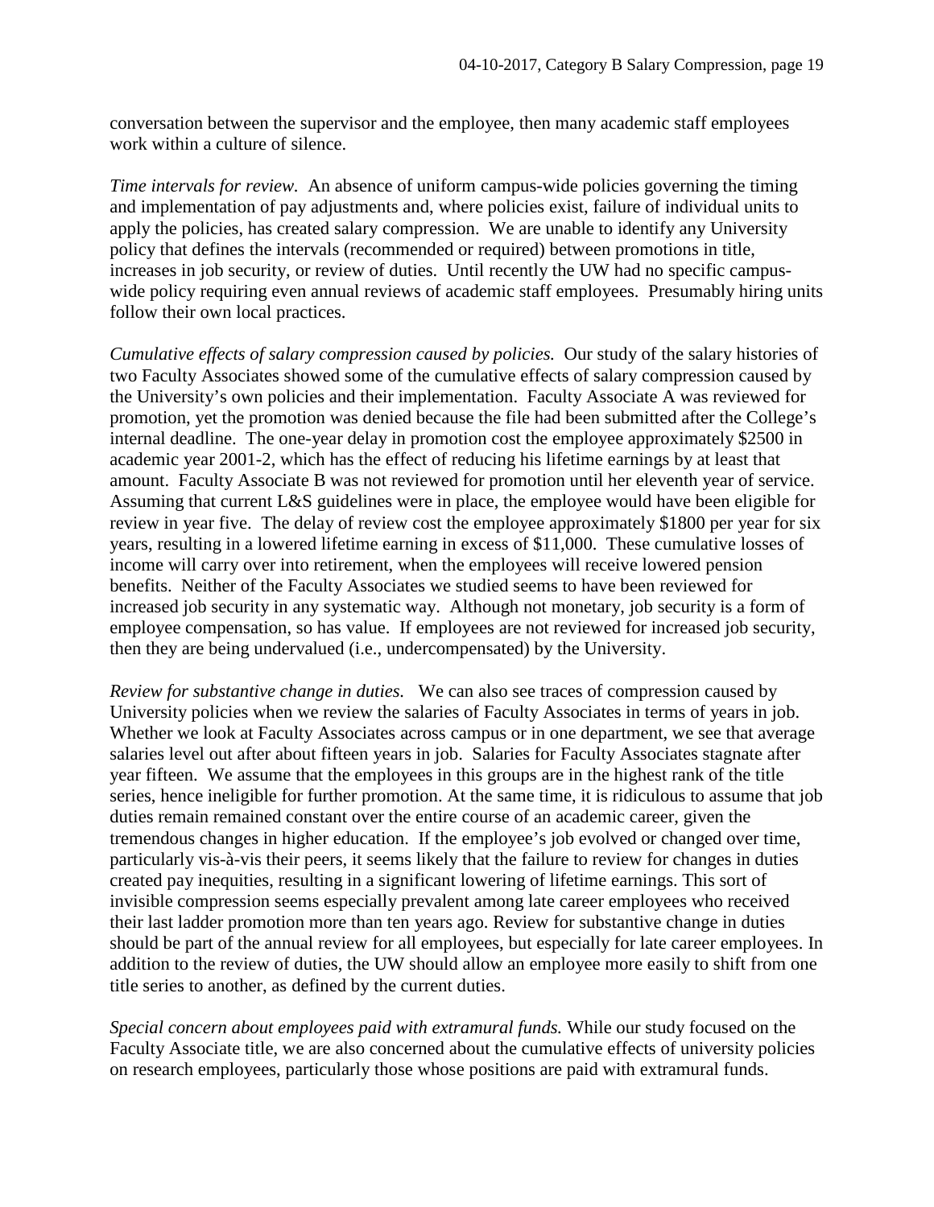conversation between the supervisor and the employee, then many academic staff employees work within a culture of silence.

*Time intervals for review.* An absence of uniform campus-wide policies governing the timing and implementation of pay adjustments and, where policies exist, failure of individual units to apply the policies, has created salary compression. We are unable to identify any University policy that defines the intervals (recommended or required) between promotions in title, increases in job security, or review of duties. Until recently the UW had no specific campus-wide policy requiring even annual reviews of academic staff employees. Presumably hiring units follow their own local practices.

*Cumulative effects of salary compression caused by policies.* Our study of the salary histories of two Faculty Associates showed some of the cumulative effects of salary compression caused by the University's own policies and their implementation. Faculty Associate A was reviewed for promotion, yet the promotion was denied because the file had been submitted after the College's internal deadline. The one-year delay in promotion cost the employee approximately $2500 in academic year 2001-2, which has the effect of reducing his lifetime earnings by at least that amount. Faculty Associate B was not reviewed for promotion until her eleventh year of service. Assuming that current L&S guidelines were in place, the employee would have been eligible for review in year five. The delay of review cost the employee approximately $1800 per year for six years, resulting in a lowered lifetime earning in excess of $11,000. These cumulative losses of income will carry over into retirement, when the employees will receive lowered pension benefits. Neither of the Faculty Associates we studied seems to have been reviewed for increased job security in any systematic way. Although not monetary, job security is a form of employee compensation, so has value. If employees are not reviewed for increased job security, then they are being undervalued (i.e., undercompensated) by the University.

*Review for substantive change in duties.* We can also see traces of compression caused by University policies when we review the salaries of Faculty Associates in terms of years in job. Whether we look at Faculty Associates across campus or in one department, we see that average salaries level out after about fifteen years in job. Salaries for Faculty Associates stagnate after year fifteen. We assume that the employees in this groups are in the highest rank of the title series, hence ineligible for further promotion. At the same time, it is ridiculous to assume that job duties remain remained constant over the entire course of an academic career, given the tremendous changes in higher education. If the employee's job evolved or changed over time, particularly vis-à-vis their peers, it seems likely that the failure to review for changes in duties created pay inequities, resulting in a significant lowering of lifetime earnings. This sort of invisible compression seems especially prevalent among late career employees who received their last ladder promotion more than ten years ago. Review for substantive change in duties should be part of the annual review for all employees, but especially for late career employees. In addition to the review of duties, the UW should allow an employee more easily to shift from one title series to another, as defined by the current duties.

*Special concern about employees paid with extramural funds.* While our study focused on the Faculty Associate title, we are also concerned about the cumulative effects of university policies on research employees, particularly those whose positions are paid with extramural funds.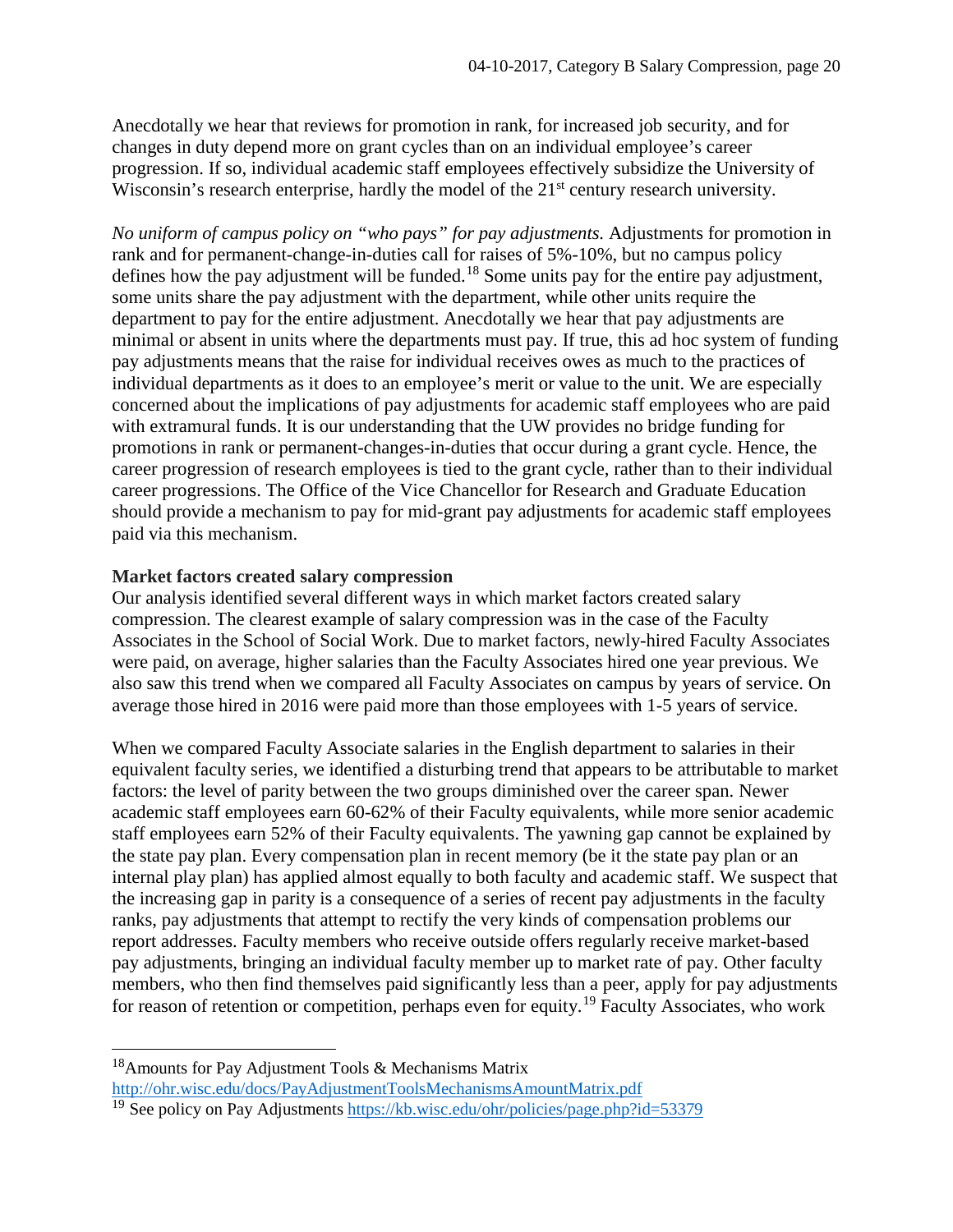Anecdotally we hear that reviews for promotion in rank, for increased job security, and for changes in duty depend more on grant cycles than on an individual employee's career progression. If so, individual academic staff employees effectively subsidize the University of Wisconsin's research enterprise, hardly the model of the 21st century research university.

*No uniform of campus policy on "who pays" for pay adjustments.* Adjustments for promotion in rank and for permanent-change-in-duties call for raises of 5%-10%, but no campus policy defines how the pay adjustment will be funded.[18] Some units pay for the entire pay adjustment, some units share the pay adjustment with the department, while other units require the department to pay for the entire adjustment. Anecdotally we hear that pay adjustments are minimal or absent in units where the departments must pay. If true, this ad hoc system of funding pay adjustments means that the raise for individual receives owes as much to the practices of individual departments as it does to an employee's merit or value to the unit. We are especially concerned about the implications of pay adjustments for academic staff employees who are paid with extramural funds. It is our understanding that the UW provides no bridge funding for promotions in rank or permanent-changes-in-duties that occur during a grant cycle. Hence, the career progression of research employees is tied to the grant cycle, rather than to their individual career progressions. The Office of the Vice Chancellor for Research and Graduate Education should provide a mechanism to pay for mid-grant pay adjustments for academic staff employees paid via this mechanism.

**Market factors created salary compression**

Our analysis identified several different ways in which market factors created salary compression. The clearest example of salary compression was in the case of the Faculty Associates in the School of Social Work. Due to market factors, newly-hired Faculty Associates were paid, on average, higher salaries than the Faculty Associates hired one year previous. We also saw this trend when we compared all Faculty Associates on campus by years of service. On average those hired in 2016 were paid more than those employees with 1-5 years of service.

When we compared Faculty Associate salaries in the English department to salaries in their equivalent faculty series, we identified a disturbing trend that appears to be attributable to market factors: the level of parity between the two groups diminished over the career span. Newer academic staff employees earn 60-62% of their Faculty equivalents, while more senior academic staff employees earn 52% of their Faculty equivalents. The yawning gap cannot be explained by the state pay plan. Every compensation plan in recent memory (be it the state pay plan or an internal play plan) has applied almost equally to both faculty and academic staff. We suspect that the increasing gap in parity is a consequence of a series of recent pay adjustments in the faculty ranks, pay adjustments that attempt to rectify the very kinds of compensation problems our report addresses. Faculty members who receive outside offers regularly receive market-based pay adjustments, bringing an individual faculty member up to market rate of pay. Other faculty members, who then find themselves paid significantly less than a peer, apply for pay adjustments for reason of retention or competition, perhaps even for equity.[19] Faculty Associates, who work

---

[18] Amounts for Pay Adjustment Tools & Mechanisms Matrix http://ohr.wisc.edu/docs/PayAdjustmentToolsMechanismsAmountMatrix.pdf

[19] See policy on Pay Adjustments https://kb.wisc.edu/ohr/policies/page.php?id=53379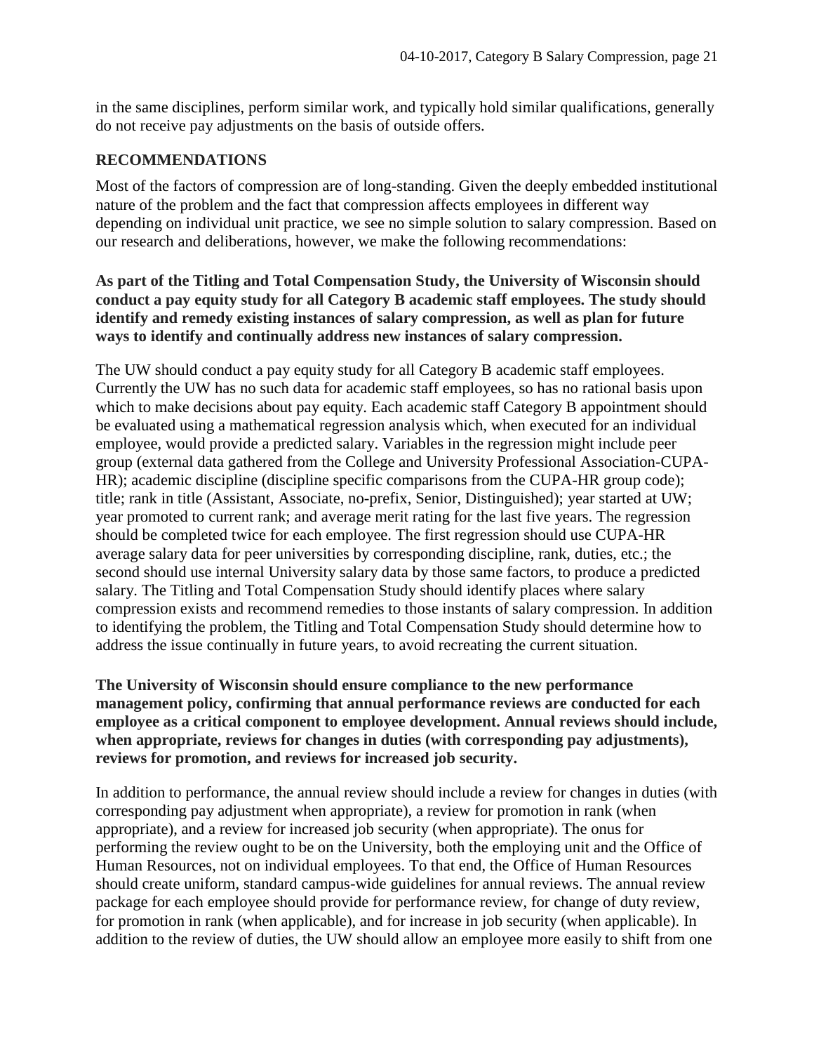in the same disciplines, perform similar work, and typically hold similar qualifications, generally do not receive pay adjustments on the basis of outside offers.

## RECOMMENDATIONS

Most of the factors of compression are of long-standing. Given the deeply embedded institutional nature of the problem and the fact that compression affects employees in different way depending on individual unit practice, we see no simple solution to salary compression. Based on our research and deliberations, however, we make the following recommendations:

**As part of the Titling and Total Compensation Study, the University of Wisconsin should conduct a pay equity study for all Category B academic staff employees. The study should identify and remedy existing instances of salary compression, as well as plan for future ways to identify and continually address new instances of salary compression.**

The UW should conduct a pay equity study for all Category B academic staff employees. Currently the UW has no such data for academic staff employees, so has no rational basis upon which to make decisions about pay equity. Each academic staff Category B appointment should be evaluated using a mathematical regression analysis which, when executed for an individual employee, would provide a predicted salary. Variables in the regression might include peer group (external data gathered from the College and University Professional Association-CUPA-HR); academic discipline (discipline specific comparisons from the CUPA-HR group code); title; rank in title (Assistant, Associate, no-prefix, Senior, Distinguished); year started at UW; year promoted to current rank; and average merit rating for the last five years. The regression should be completed twice for each employee. The first regression should use CUPA-HR average salary data for peer universities by corresponding discipline, rank, duties, etc.; the second should use internal University salary data by those same factors, to produce a predicted salary. The Titling and Total Compensation Study should identify places where salary compression exists and recommend remedies to those instants of salary compression. In addition to identifying the problem, the Titling and Total Compensation Study should determine how to address the issue continually in future years, to avoid recreating the current situation.

**The University of Wisconsin should ensure compliance to the new performance management policy, confirming that annual performance reviews are conducted for each employee as a critical component to employee development. Annual reviews should include, when appropriate, reviews for changes in duties (with corresponding pay adjustments), reviews for promotion, and reviews for increased job security.**

In addition to performance, the annual review should include a review for changes in duties (with corresponding pay adjustment when appropriate), a review for promotion in rank (when appropriate), and a review for increased job security (when appropriate). The onus for performing the review ought to be on the University, both the employing unit and the Office of Human Resources, not on individual employees. To that end, the Office of Human Resources should create uniform, standard campus-wide guidelines for annual reviews. The annual review package for each employee should provide for performance review, for change of duty review, for promotion in rank (when applicable), and for increase in job security (when applicable). In addition to the review of duties, the UW should allow an employee more easily to shift from one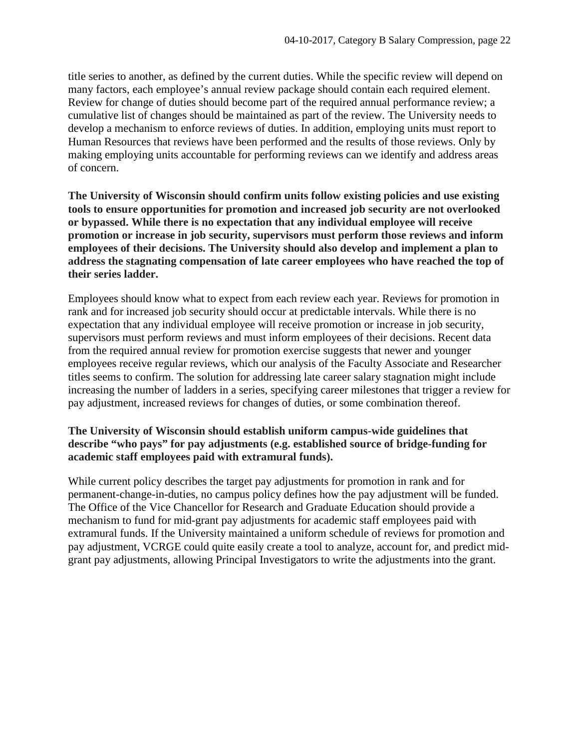title series to another, as defined by the current duties. While the specific review will depend on many factors, each employee's annual review package should contain each required element. Review for change of duties should become part of the required annual performance review; a cumulative list of changes should be maintained as part of the review. The University needs to develop a mechanism to enforce reviews of duties. In addition, employing units must report to Human Resources that reviews have been performed and the results of those reviews. Only by making employing units accountable for performing reviews can we identify and address areas of concern.

**The University of Wisconsin should confirm units follow existing policies and use existing tools to ensure opportunities for promotion and increased job security are not overlooked or bypassed. While there is no expectation that any individual employee will receive promotion or increase in job security, supervisors must perform those reviews and inform employees of their decisions. The University should also develop and implement a plan to address the stagnating compensation of late career employees who have reached the top of their series ladder.**

Employees should know what to expect from each review each year. Reviews for promotion in rank and for increased job security should occur at predictable intervals. While there is no expectation that any individual employee will receive promotion or increase in job security, supervisors must perform reviews and must inform employees of their decisions. Recent data from the required annual review for promotion exercise suggests that newer and younger employees receive regular reviews, which our analysis of the Faculty Associate and Researcher titles seems to confirm. The solution for addressing late career salary stagnation might include increasing the number of ladders in a series, specifying career milestones that trigger a review for pay adjustment, increased reviews for changes of duties, or some combination thereof.

**The University of Wisconsin should establish uniform campus-wide guidelines that describe "who pays" for pay adjustments (e.g. established source of bridge-funding for academic staff employees paid with extramural funds).**

While current policy describes the target pay adjustments for promotion in rank and for permanent-change-in-duties, no campus policy defines how the pay adjustment will be funded. The Office of the Vice Chancellor for Research and Graduate Education should provide a mechanism to fund for mid-grant pay adjustments for academic staff employees paid with extramural funds. If the University maintained a uniform schedule of reviews for promotion and pay adjustment, VCRGE could quite easily create a tool to analyze, account for, and predict mid-grant pay adjustments, allowing Principal Investigators to write the adjustments into the grant.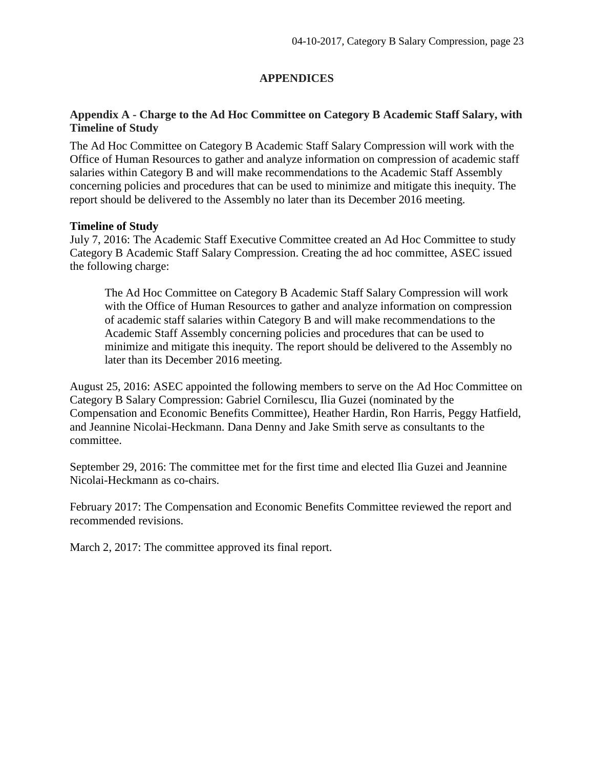# APPENDICES

## Appendix A - Charge to the Ad Hoc Committee on Category B Academic Staff Salary, with Timeline of Study

The Ad Hoc Committee on Category B Academic Staff Salary Compression will work with the Office of Human Resources to gather and analyze information on compression of academic staff salaries within Category B and will make recommendations to the Academic Staff Assembly concerning policies and procedures that can be used to minimize and mitigate this inequity. The report should be delivered to the Assembly no later than its December 2016 meeting.

**Timeline of Study**

July 7, 2016: The Academic Staff Executive Committee created an Ad Hoc Committee to study Category B Academic Staff Salary Compression. Creating the ad hoc committee, ASEC issued the following charge:

> The Ad Hoc Committee on Category B Academic Staff Salary Compression will work with the Office of Human Resources to gather and analyze information on compression of academic staff salaries within Category B and will make recommendations to the Academic Staff Assembly concerning policies and procedures that can be used to minimize and mitigate this inequity. The report should be delivered to the Assembly no later than its December 2016 meeting.

August 25, 2016: ASEC appointed the following members to serve on the Ad Hoc Committee on Category B Salary Compression: Gabriel Cornilescu, Ilia Guzei (nominated by the Compensation and Economic Benefits Committee), Heather Hardin, Ron Harris, Peggy Hatfield, and Jeannine Nicolai-Heckmann. Dana Denny and Jake Smith serve as consultants to the committee.

September 29, 2016: The committee met for the first time and elected Ilia Guzei and Jeannine Nicolai-Heckmann as co-chairs.

February 2017: The Compensation and Economic Benefits Committee reviewed the report and recommended revisions.

March 2, 2017: The committee approved its final report.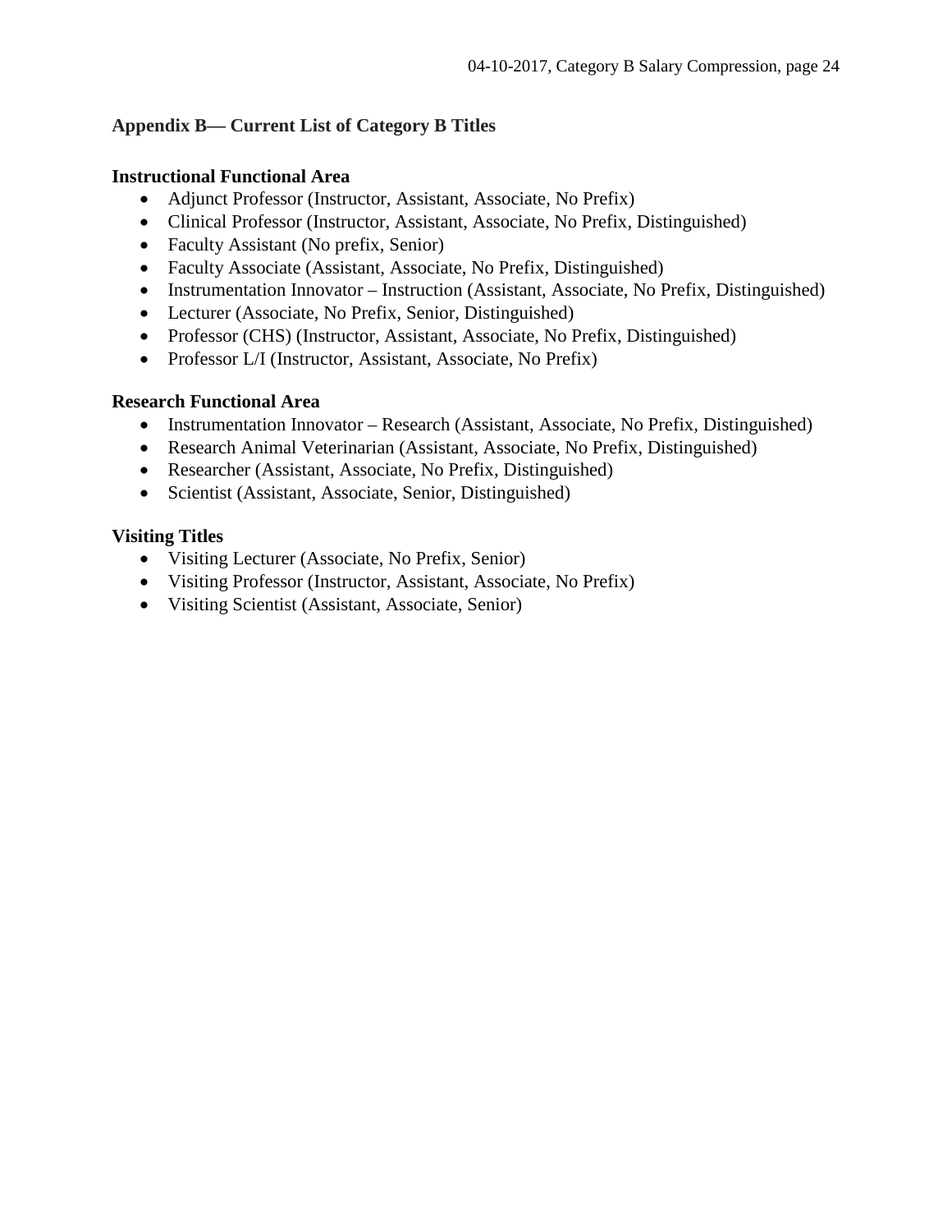## Appendix B— Current List of Category B Titles

### Instructional Functional Area

- Adjunct Professor (Instructor, Assistant, Associate, No Prefix)
- Clinical Professor (Instructor, Assistant, Associate, No Prefix, Distinguished)
- Faculty Assistant (No prefix, Senior)
- Faculty Associate (Assistant, Associate, No Prefix, Distinguished)
- Instrumentation Innovator – Instruction (Assistant, Associate, No Prefix, Distinguished)
- Lecturer (Associate, No Prefix, Senior, Distinguished)
- Professor (CHS) (Instructor, Assistant, Associate, No Prefix, Distinguished)
- Professor L/I (Instructor, Assistant, Associate, No Prefix)

### Research Functional Area

- Instrumentation Innovator – Research (Assistant, Associate, No Prefix, Distinguished)
- Research Animal Veterinarian (Assistant, Associate, No Prefix, Distinguished)
- Researcher (Assistant, Associate, No Prefix, Distinguished)
- Scientist (Assistant, Associate, Senior, Distinguished)

### Visiting Titles

- Visiting Lecturer (Associate, No Prefix, Senior)
- Visiting Professor (Instructor, Assistant, Associate, No Prefix)
- Visiting Scientist (Assistant, Associate, Senior)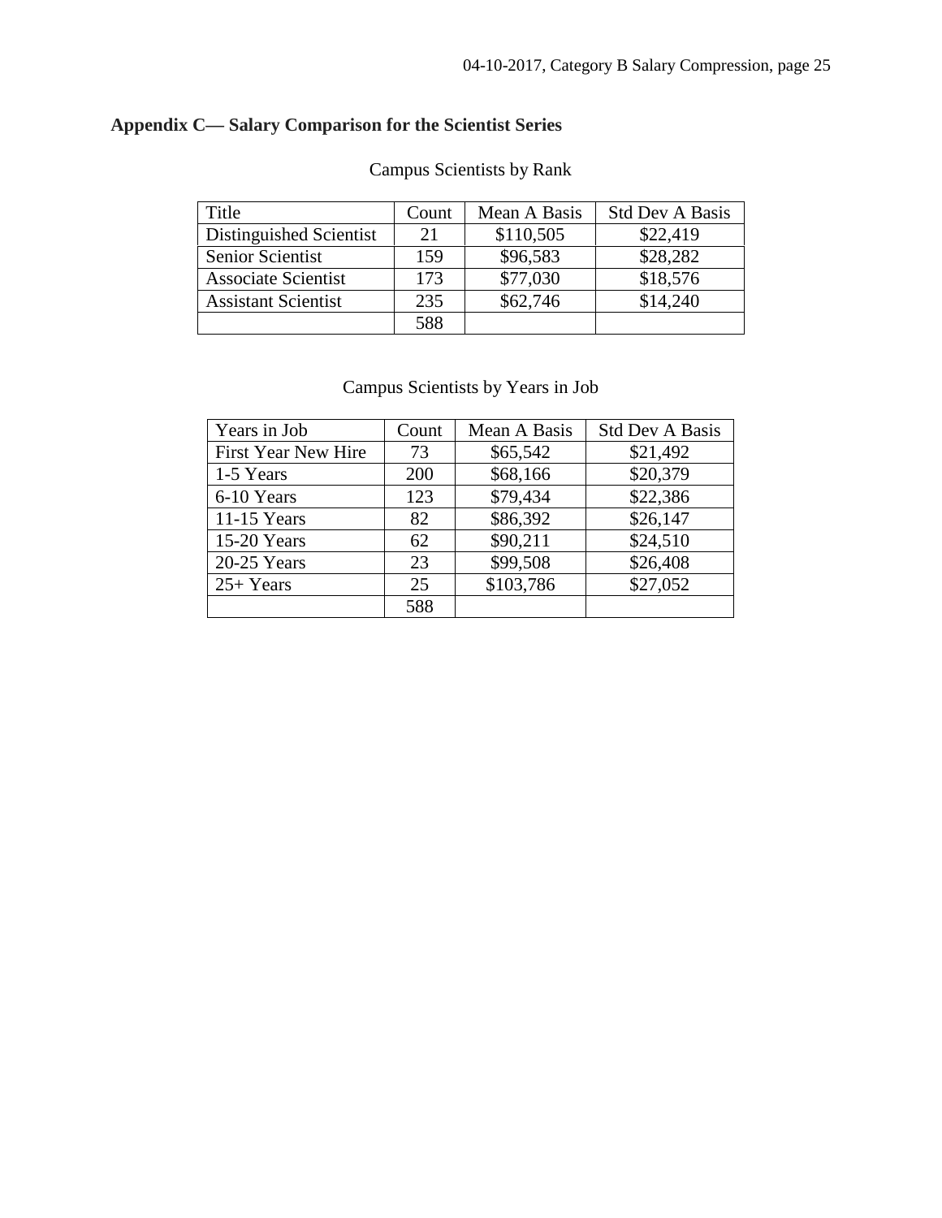## Appendix C— Salary Comparison for the Scientist Series

Campus Scientists by Rank

| Title | Count | Mean A Basis | Std Dev A Basis |
|---|---|---|---|
| Distinguished Scientist | 21 | $110,505 | $22,419 |
| Senior Scientist | 159 | $96,583 | $28,282 |
| Associate Scientist | 173 | $77,030 | $18,576 |
| Assistant Scientist | 235 | $62,746 | $14,240 |
| | 588 | | |

Campus Scientists by Years in Job

| Years in Job | Count | Mean A Basis | Std Dev A Basis |
|---|---|---|---|
| First Year New Hire | 73 | $65,542 | $21,492 |
| 1-5 Years | 200 | $68,166 | $20,379 |
| 6-10 Years | 123 | $79,434 | $22,386 |
| 11-15 Years | 82 | $86,392 | $26,147 |
| 15-20 Years | 62 | $90,211 | $24,510 |
| 20-25 Years | 23 | $99,508 | $26,408 |
| 25+ Years | 25 | $103,786 | $27,052 |
| | 588 | | |